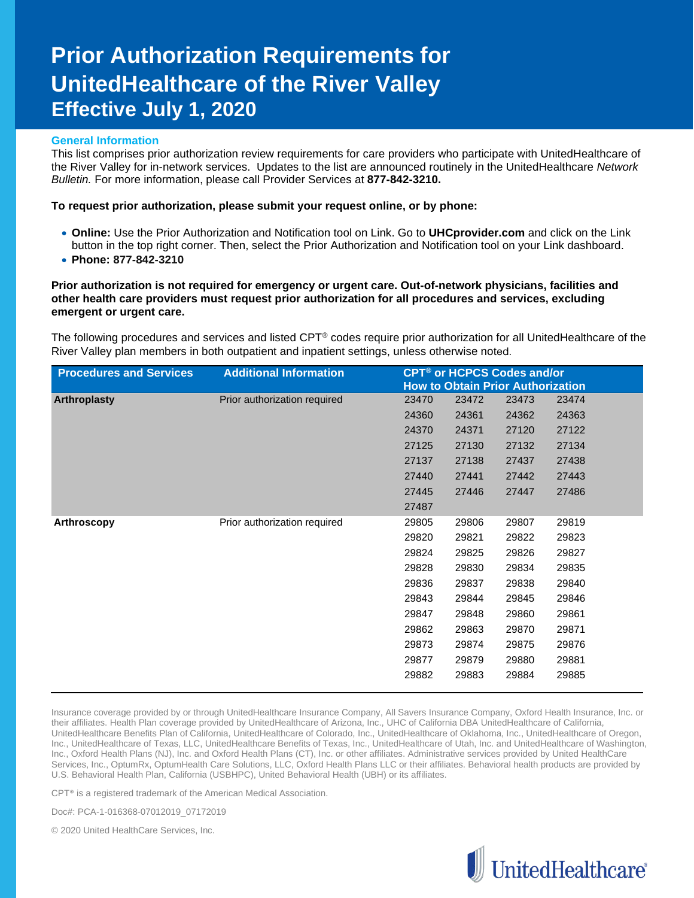# Prior Authorization Requirements for UnitedHealthcare of the River Valley

## Effective July 1, 2020

### General Information

This list comprises prior authorization review requirements for care providers who participate with UnitedHealthcare of the River Valley for in-network services. Updates to the list are announced routinely in the UnitedHealthcare *Network Bulletin.* For more information, please call Provider Services at **877-842-3210.**

**To request prior authorization, please submit your request online, or by phone:**

- **Online:** Use the Prior Authorization and Notification tool on Link. Go to **UHCprovider.com** and click on the Link button in the top right corner. Then, select the Prior Authorization and Notification tool on your Link dashboard.
- **Phone: 877-842-3210**

**Prior authorization is not required for emergency or urgent care. Out-of-network physicians, facilities and other health care providers must request prior authorization for all procedures and services, excluding emergent or urgent care.**

The following procedures and services and listed CPT® codes require prior authorization for all UnitedHealthcare of the River Valley plan members in both outpatient and inpatient settings, unless otherwise noted.

| Procedures and Services | Additional Information | CPT® or HCPCS Codes and/or How to Obtain Prior Authorization | | | |
|---|---|---|---|---|---|
| **Arthroplasty** | Prior authorization required | 23470 | 23472 | 23473 | 23474 |
| | | 24360 | 24361 | 24362 | 24363 |
| | | 24370 | 24371 | 27120 | 27122 |
| | | 27125 | 27130 | 27132 | 27134 |
| | | 27137 | 27138 | 27437 | 27438 |
| | | 27440 | 27441 | 27442 | 27443 |
| | | 27445 | 27446 | 27447 | 27486 |
| | | 27487 | | | |
| **Arthroscopy** | Prior authorization required | 29805 | 29806 | 29807 | 29819 |
| | | 29820 | 29821 | 29822 | 29823 |
| | | 29824 | 29825 | 29826 | 29827 |
| | | 29828 | 29830 | 29834 | 29835 |
| | | 29836 | 29837 | 29838 | 29840 |
| | | 29843 | 29844 | 29845 | 29846 |
| | | 29847 | 29848 | 29860 | 29861 |
| | | 29862 | 29863 | 29870 | 29871 |
| | | 29873 | 29874 | 29875 | 29876 |
| | | 29877 | 29879 | 29880 | 29881 |
| | | 29882 | 29883 | 29884 | 29885 |

Insurance coverage provided by or through UnitedHealthcare Insurance Company, All Savers Insurance Company, Oxford Health Insurance, Inc. or their affiliates. Health Plan coverage provided by UnitedHealthcare of Arizona, Inc., UHC of California DBA UnitedHealthcare of California, UnitedHealthcare Benefits Plan of California, UnitedHealthcare of Colorado, Inc., UnitedHealthcare of Oklahoma, Inc., UnitedHealthcare of Oregon, Inc., UnitedHealthcare of Texas, LLC, UnitedHealthcare Benefits of Texas, Inc., UnitedHealthcare of Utah, Inc. and UnitedHealthcare of Washington, Inc., Oxford Health Plans (NJ), Inc. and Oxford Health Plans (CT), Inc. or other affiliates. Administrative services provided by United HealthCare Services, Inc., OptumRx, OptumHealth Care Solutions, LLC, Oxford Health Plans LLC or their affiliates. Behavioral health products are provided by U.S. Behavioral Health Plan, California (USBHPC), United Behavioral Health (UBH) or its affiliates.

CPT® is a registered trademark of the American Medical Association.

Doc#: PCA-1-016368-07012019_07172019

© 2020 United HealthCare Services, Inc.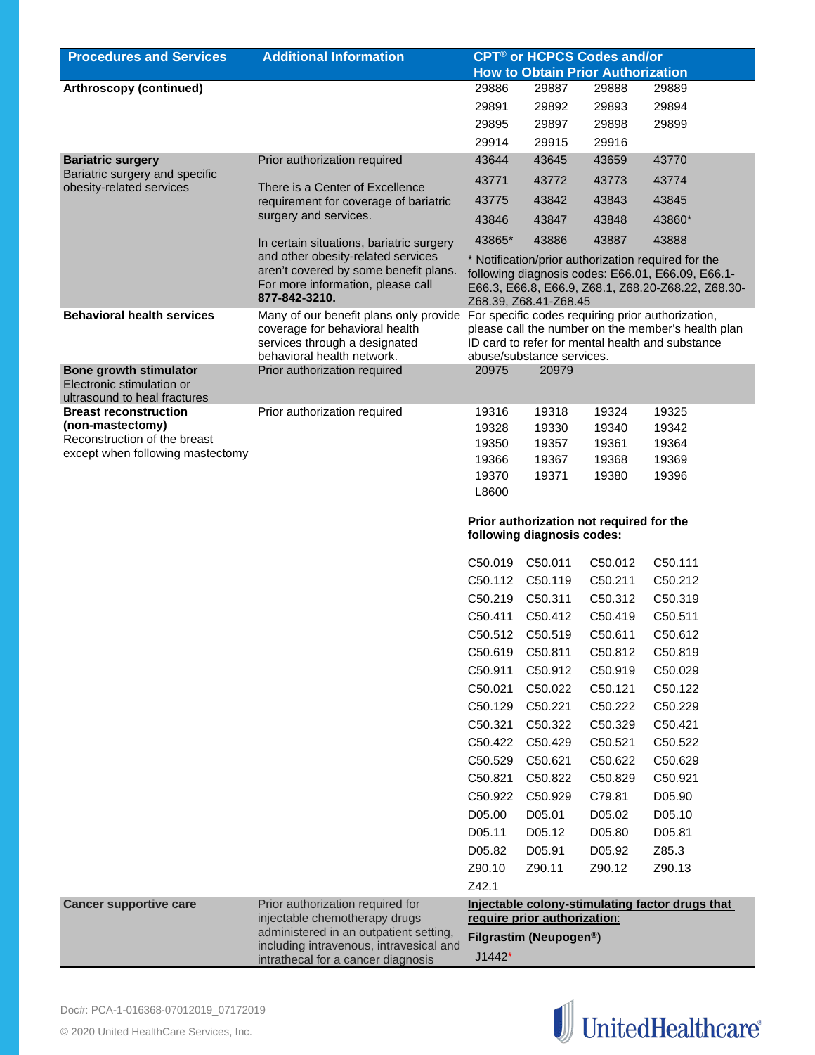| Procedures and Services | Additional Information | CPT® or HCPCS Codes and/or How to Obtain Prior Authorization |
|---|---|---|
| **Arthroscopy (continued)** | | 29886 29887 29888 29889<br>29891 29892 29893 29894<br>29895 29897 29898 29899<br>29914 29915 29916 |
| **Bariatric surgery**<br>Bariatric surgery and specific obesity-related services | Prior authorization required<br><br>There is a Center of Excellence requirement for coverage of bariatric surgery and services.<br><br>In certain situations, bariatric surgery and other obesity-related services aren't covered by some benefit plans. For more information, please call **877-842-3210.** | 43644 43645 43659 43770<br>43771 43772 43773 43774<br>43775 43842 43843 43845<br>43846 43847 43848 43860*<br>43865* 43886 43887 43888<br><br>* Notification/prior authorization required for the following diagnosis codes: E66.01, E66.09, E66.1-E66.3, E66.8, E66.9, Z68.1, Z68.20-Z68.22, Z68.30-Z68.39, Z68.41-Z68.45 |
| **Behavioral health services** | Many of our benefit plans only provide coverage for behavioral health services through a designated behavioral health network. | For specific codes requiring prior authorization, please call the number on the member's health plan ID card to refer for mental health and substance abuse/substance services. |
| **Bone growth stimulator**<br>Electronic stimulation or ultrasound to heal fractures | Prior authorization required | 20975 20979 |
| **Breast reconstruction (non-mastectomy)**<br>Reconstruction of the breast except when following mastectomy | Prior authorization required | 19316 19318 19324 19325<br>19328 19330 19340 19342<br>19350 19357 19361 19364<br>19366 19367 19368 19369<br>19370 19371 19380 19396<br>L8600<br><br>**Prior authorization not required for the following diagnosis codes:**<br><br>C50.019 C50.011 C50.012 C50.111<br>C50.112 C50.119 C50.211 C50.212<br>C50.219 C50.311 C50.312 C50.319<br>C50.411 C50.412 C50.419 C50.511<br>C50.512 C50.519 C50.611 C50.612<br>C50.619 C50.811 C50.812 C50.819<br>C50.911 C50.912 C50.919 C50.029<br>C50.021 C50.022 C50.121 C50.122<br>C50.129 C50.221 C50.222 C50.229<br>C50.321 C50.322 C50.329 C50.421<br>C50.422 C50.429 C50.521 C50.522<br>C50.529 C50.621 C50.622 C50.629<br>C50.821 C50.822 C50.829 C50.921<br>C50.922 C50.929 C79.81 D05.90<br>D05.00 D05.01 D05.02 D05.10<br>D05.11 D05.12 D05.80 D05.81<br>D05.82 D05.91 D05.92 Z85.3<br>Z90.10 Z90.11 Z90.12 Z90.13<br>Z42.1 |
| **Cancer supportive care** | Prior authorization required for injectable chemotherapy drugs administered in an outpatient setting, including intravenous, intravesical and intrathecal for a cancer diagnosis | Injectable colony-stimulating factor drugs that require prior authorization:<br><br>**Filgrastim (Neupogen®)**<br>J1442* |

Doc#: PCA-1-016368-07012019_07172019

© 2020 United HealthCare Services, Inc.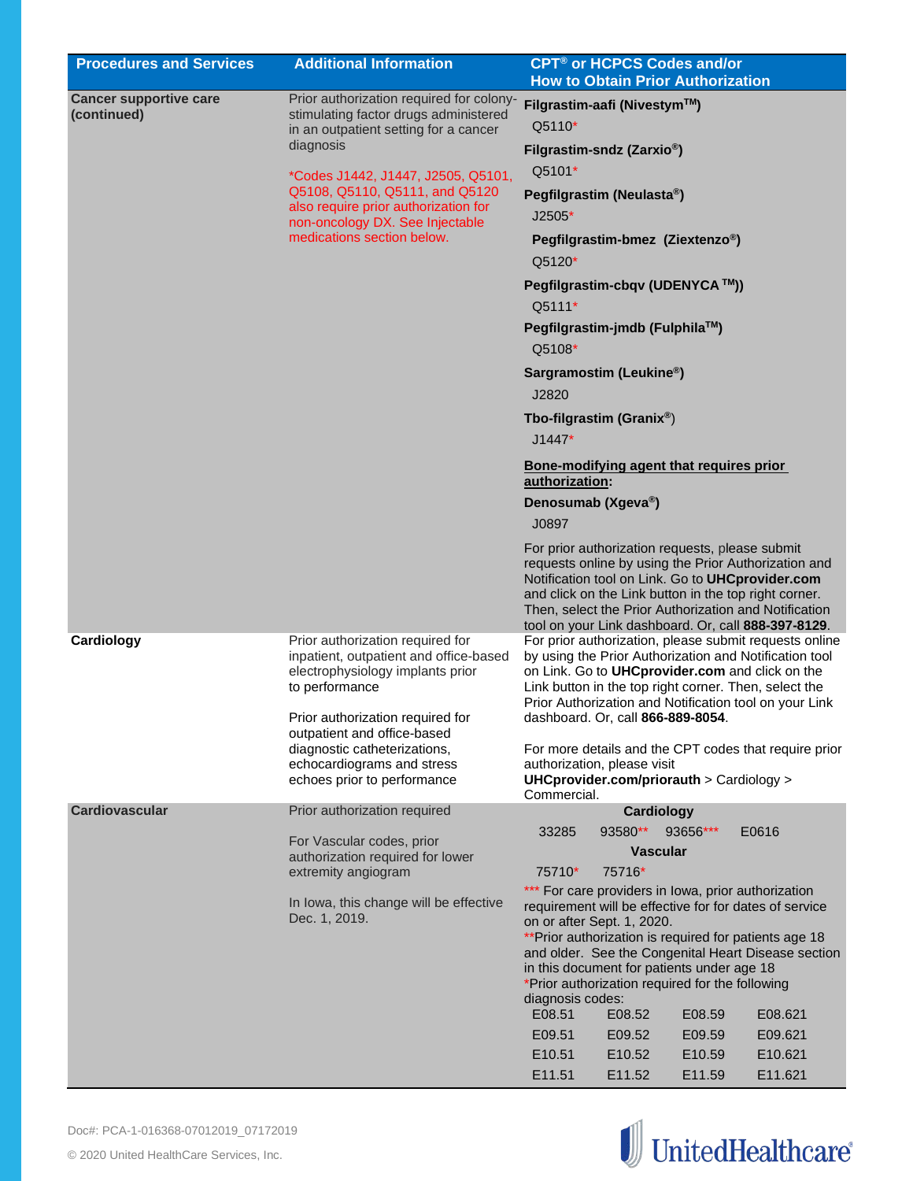| Procedures and Services | Additional Information | CPT® or HCPCS Codes and/or How to Obtain Prior Authorization |
|---|---|---|
| **Cancer supportive care (continued)** | Prior authorization required for colony-stimulating factor drugs administered in an outpatient setting for a cancer diagnosis<br><br>*Codes J1442, J1447, J2505, Q5101, Q5108, Q5110, Q5111, and Q5120 also require prior authorization for non-oncology DX. See Injectable medications section below. | **Filgrastim-aafi (Nivestym™)**<br>Q5110*<br>**Filgrastim-sndz (Zarxio®)**<br>Q5101*<br>**Pegfilgrastim (Neulasta®)**<br>J2505*<br>**Pegfilgrastim-bmez (Ziextenzo®)**<br>Q5120*<br>**Pegfilgrastim-cbqv (UDENYCA ™))**<br>Q5111*<br>**Pegfilgrastim-jmdb (Fulphila™)**<br>Q5108*<br>**Sargramostim (Leukine®)**<br>J2820<br>**Tbo-filgrastim (Granix®)**<br>J1447*<br><br>**Bone-modifying agent that requires prior authorization:**<br>**Denosumab (Xgeva®)**<br>J0897<br><br>For prior authorization requests, please submit requests online by using the Prior Authorization and Notification tool on Link. Go to **UHCprovider.com** and click on the Link button in the top right corner. Then, select the Prior Authorization and Notification tool on your Link dashboard. Or, call **888-397-8129**. |
| **Cardiology** | Prior authorization required for inpatient, outpatient and office-based electrophysiology implants prior to performance<br><br>Prior authorization required for outpatient and office-based diagnostic catheterizations, echocardiograms and stress echoes prior to performance | For prior authorization, please submit requests online by using the Prior Authorization and Notification tool on Link. Go to **UHCprovider.com** and click on the Link button in the top right corner. Then, select the Prior Authorization and Notification tool on your Link dashboard. Or, call **866-889-8054**.<br><br>For more details and the CPT codes that require prior authorization, please visit **UHCprovider.com/priorauth** > Cardiology > Commercial. |
| **Cardiovascular** | Prior authorization required<br><br>For Vascular codes, prior authorization required for lower extremity angiogram<br><br>In Iowa, this change will be effective Dec. 1, 2019. | **Cardiology**<br>33285 93580** 93656*** E0616<br>**Vascular**<br>75710* 75716*<br>*** For care providers in Iowa, prior authorization requirement will be effective for for dates of service on or after Sept. 1, 2020.<br>**Prior authorization is required for patients age 18 and older. See the Congenital Heart Disease section in this document for patients under age 18<br>*Prior authorization required for the following diagnosis codes:<br>E08.51 E08.52 E08.59 E08.621<br>E09.51 E09.52 E09.59 E09.621<br>E10.51 E10.52 E10.59 E10.621<br>E11.51 E11.52 E11.59 E11.621 |

Doc#: PCA-1-016368-07012019_07172019

© 2020 United HealthCare Services, Inc.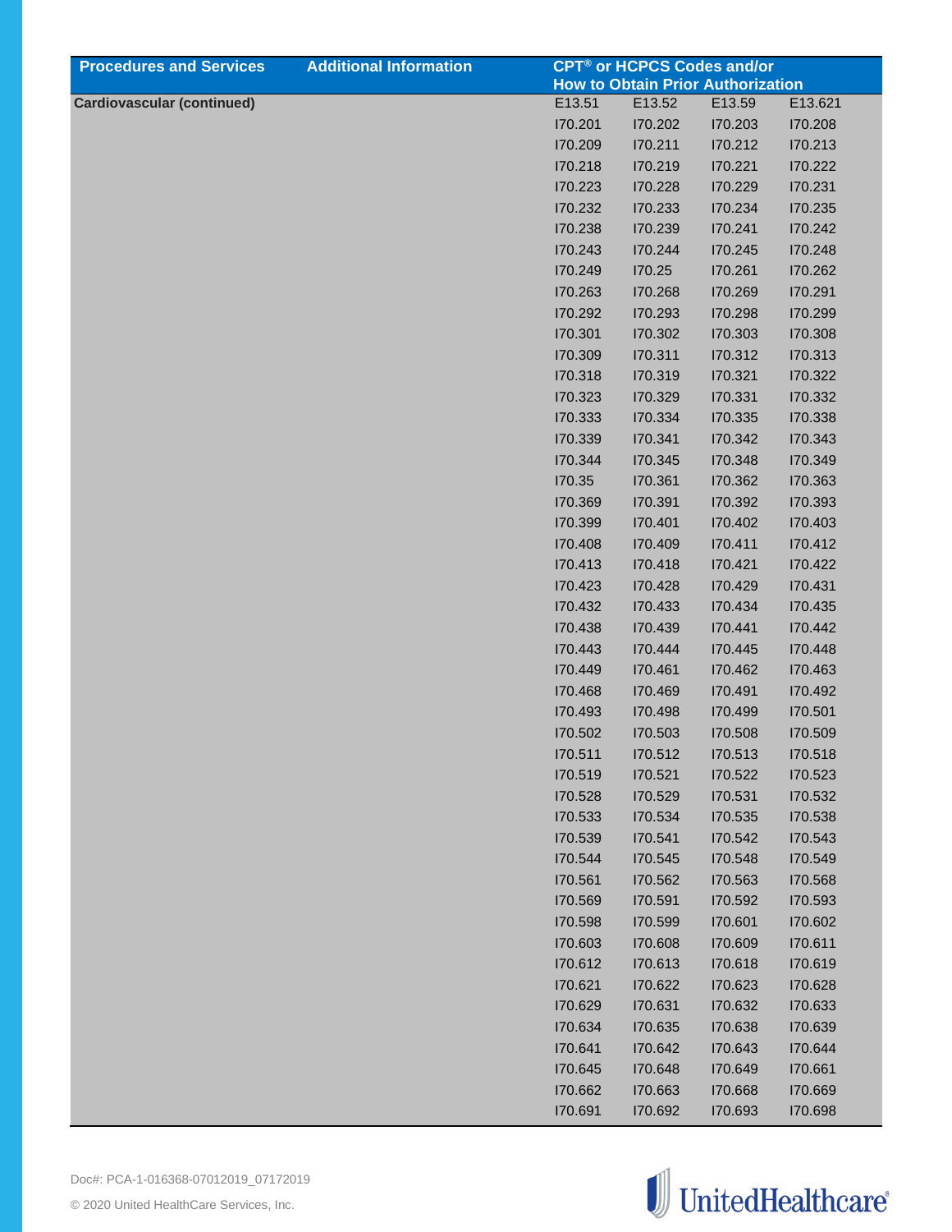| Procedures and Services | Additional Information | CPT® or HCPCS Codes and/or How to Obtain Prior Authorization | | | |
|---|---|---|---|---|---|
| **Cardiovascular (continued)** | | E13.51 | E13.52 | E13.59 | E13.621 |
| | | I70.201 | I70.202 | I70.203 | I70.208 |
| | | I70.209 | I70.211 | I70.212 | I70.213 |
| | | I70.218 | I70.219 | I70.221 | I70.222 |
| | | I70.223 | I70.228 | I70.229 | I70.231 |
| | | I70.232 | I70.233 | I70.234 | I70.235 |
| | | I70.238 | I70.239 | I70.241 | I70.242 |
| | | I70.243 | I70.244 | I70.245 | I70.248 |
| | | I70.249 | I70.25 | I70.261 | I70.262 |
| | | I70.263 | I70.268 | I70.269 | I70.291 |
| | | I70.292 | I70.293 | I70.298 | I70.299 |
| | | I70.301 | I70.302 | I70.303 | I70.308 |
| | | I70.309 | I70.311 | I70.312 | I70.313 |
| | | I70.318 | I70.319 | I70.321 | I70.322 |
| | | I70.323 | I70.329 | I70.331 | I70.332 |
| | | I70.333 | I70.334 | I70.335 | I70.338 |
| | | I70.339 | I70.341 | I70.342 | I70.343 |
| | | I70.344 | I70.345 | I70.348 | I70.349 |
| | | I70.35 | I70.361 | I70.362 | I70.363 |
| | | I70.369 | I70.391 | I70.392 | I70.393 |
| | | I70.399 | I70.401 | I70.402 | I70.403 |
| | | I70.408 | I70.409 | I70.411 | I70.412 |
| | | I70.413 | I70.418 | I70.421 | I70.422 |
| | | I70.423 | I70.428 | I70.429 | I70.431 |
| | | I70.432 | I70.433 | I70.434 | I70.435 |
| | | I70.438 | I70.439 | I70.441 | I70.442 |
| | | I70.443 | I70.444 | I70.445 | I70.448 |
| | | I70.449 | I70.461 | I70.462 | I70.463 |
| | | I70.468 | I70.469 | I70.491 | I70.492 |
| | | I70.493 | I70.498 | I70.499 | I70.501 |
| | | I70.502 | I70.503 | I70.508 | I70.509 |
| | | I70.511 | I70.512 | I70.513 | I70.518 |
| | | I70.519 | I70.521 | I70.522 | I70.523 |
| | | I70.528 | I70.529 | I70.531 | I70.532 |
| | | I70.533 | I70.534 | I70.535 | I70.538 |
| | | I70.539 | I70.541 | I70.542 | I70.543 |
| | | I70.544 | I70.545 | I70.548 | I70.549 |
| | | I70.561 | I70.562 | I70.563 | I70.568 |
| | | I70.569 | I70.591 | I70.592 | I70.593 |
| | | I70.598 | I70.599 | I70.601 | I70.602 |
| | | I70.603 | I70.608 | I70.609 | I70.611 |
| | | I70.612 | I70.613 | I70.618 | I70.619 |
| | | I70.621 | I70.622 | I70.623 | I70.628 |
| | | I70.629 | I70.631 | I70.632 | I70.633 |
| | | I70.634 | I70.635 | I70.638 | I70.639 |
| | | I70.641 | I70.642 | I70.643 | I70.644 |
| | | I70.645 | I70.648 | I70.649 | I70.661 |
| | | I70.662 | I70.663 | I70.668 | I70.669 |
| | | I70.691 | I70.692 | I70.693 | I70.698 |

Doc#: PCA-1-016368-07012019_07172019

© 2020 United HealthCare Services, Inc.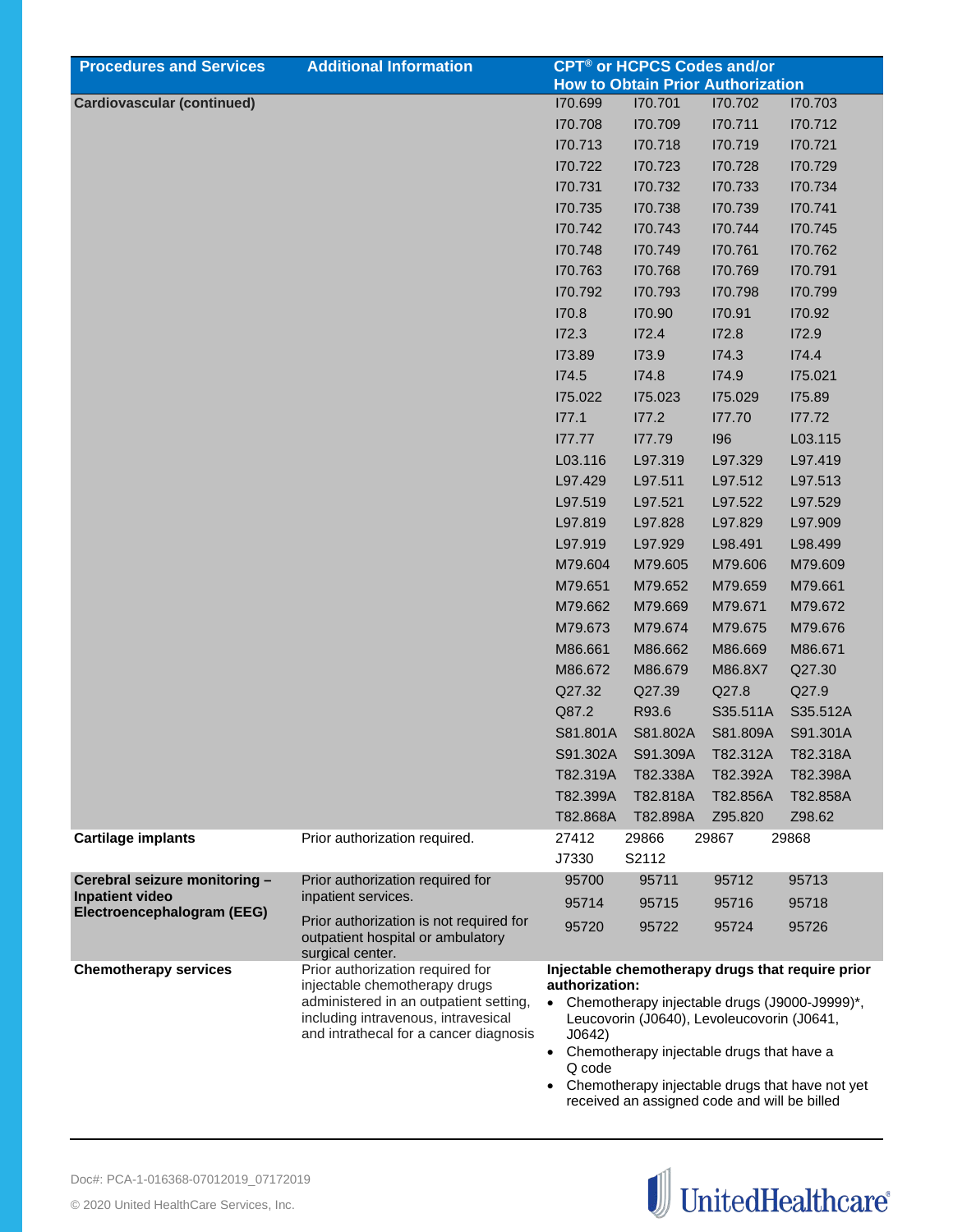| Procedures and Services | Additional Information | CPT® or HCPCS Codes and/or How to Obtain Prior Authorization | | | |
|---|---|---|---|---|---|
| **Cardiovascular (continued)** | | I70.699 | I70.701 | I70.702 | I70.703 |
| | | I70.708 | I70.709 | I70.711 | I70.712 |
| | | I70.713 | I70.718 | I70.719 | I70.721 |
| | | I70.722 | I70.723 | I70.728 | I70.729 |
| | | I70.731 | I70.732 | I70.733 | I70.734 |
| | | I70.735 | I70.738 | I70.739 | I70.741 |
| | | I70.742 | I70.743 | I70.744 | I70.745 |
| | | I70.748 | I70.749 | I70.761 | I70.762 |
| | | I70.763 | I70.768 | I70.769 | I70.791 |
| | | I70.792 | I70.793 | I70.798 | I70.799 |
| | | I70.8 | I70.90 | I70.91 | I70.92 |
| | | I72.3 | I72.4 | I72.8 | I72.9 |
| | | I73.89 | I73.9 | I74.3 | I74.4 |
| | | I74.5 | I74.8 | I74.9 | I75.021 |
| | | I75.022 | I75.023 | I75.029 | I75.89 |
| | | I77.1 | I77.2 | I77.70 | I77.72 |
| | | I77.77 | I77.79 | I96 | L03.115 |
| | | L03.116 | L97.319 | L97.329 | L97.419 |
| | | L97.429 | L97.511 | L97.512 | L97.513 |
| | | L97.519 | L97.521 | L97.522 | L97.529 |
| | | L97.819 | L97.828 | L97.829 | L97.909 |
| | | L97.919 | L97.929 | L98.491 | L98.499 |
| | | M79.604 | M79.605 | M79.606 | M79.609 |
| | | M79.651 | M79.652 | M79.659 | M79.661 |
| | | M79.662 | M79.669 | M79.671 | M79.672 |
| | | M79.673 | M79.674 | M79.675 | M79.676 |
| | | M86.661 | M86.662 | M86.669 | M86.671 |
| | | M86.672 | M86.679 | M86.8X7 | Q27.30 |
| | | Q27.32 | Q27.39 | Q27.8 | Q27.9 |
| | | Q87.2 | R93.6 | S35.511A | S35.512A |
| | | S81.801A | S81.802A | S81.809A | S91.301A |
| | | S91.302A | S91.309A | T82.312A | T82.318A |
| | | T82.319A | T82.338A | T82.392A | T82.398A |
| | | T82.399A | T82.818A | T82.856A | T82.858A |
| | | T82.868A | T82.898A | Z95.820 | Z98.62 |
| **Cartilage implants** | Prior authorization required. | 27412 | 29866 | 29867 | 29868 |
| | | J7330 | S2112 | | |
| **Cerebral seizure monitoring – Inpatient video Electroencephalogram (EEG)** | Prior authorization required for inpatient services.<br>Prior authorization is not required for outpatient hospital or ambulatory surgical center. | 95700 | 95711 | 95712 | 95713 |
| | | 95714 | 95715 | 95716 | 95718 |
| | | 95720 | 95722 | 95724 | 95726 |
| **Chemotherapy services** | Prior authorization required for injectable chemotherapy drugs administered in an outpatient setting, including intravenous, intravesical and intrathecal for a cancer diagnosis | **Injectable chemotherapy drugs that require prior authorization:**<br>• Chemotherapy injectable drugs (J9000-J9999)*, Leucovorin (J0640), Levoleucovorin (J0641, J0642)<br>• Chemotherapy injectable drugs that have a Q code<br>• Chemotherapy injectable drugs that have not yet received an assigned code and will be billed | | | |

Doc#: PCA-1-016368-07012019_07172019

© 2020 United HealthCare Services, Inc.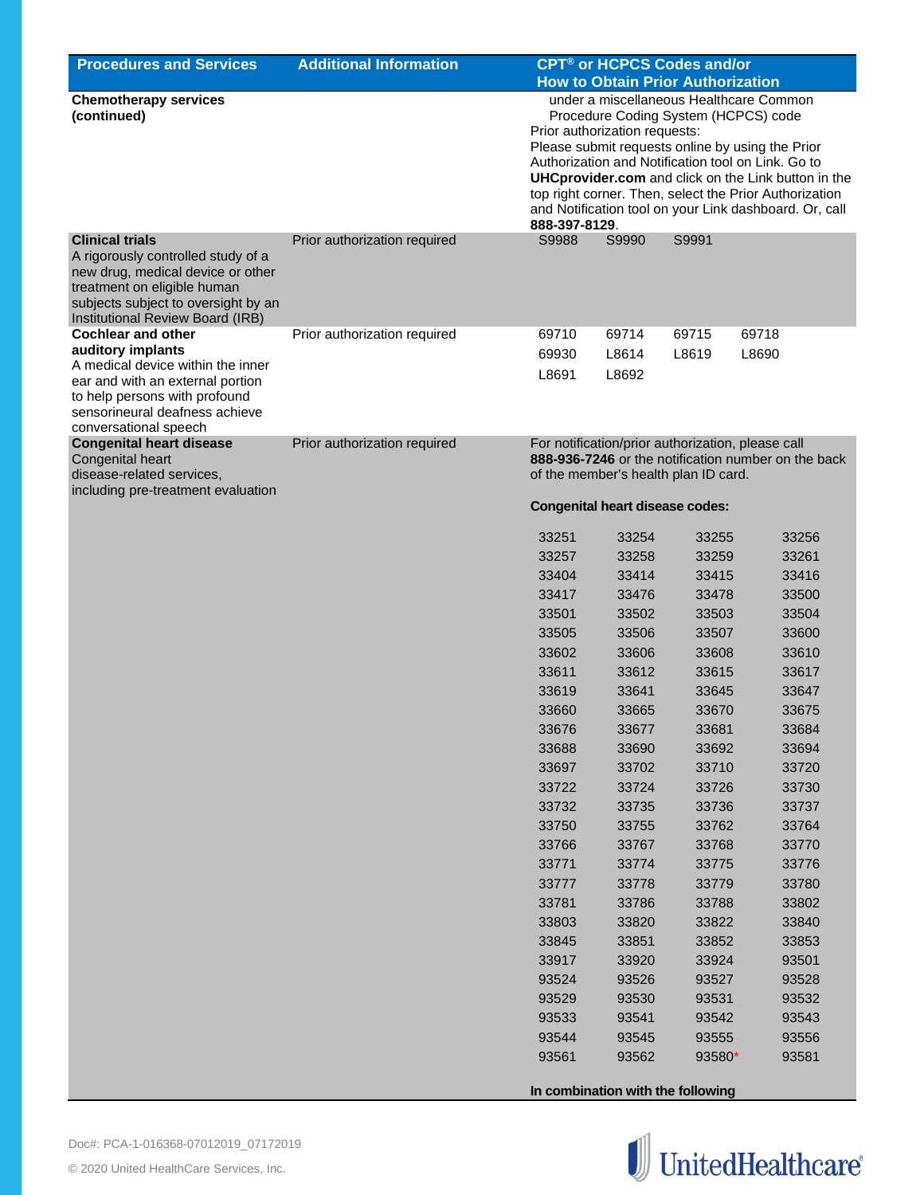| Procedures and Services | Additional Information | CPT® or HCPCS Codes and/or How to Obtain Prior Authorization |
|---|---|---|
| **Chemotherapy services (continued)** | | under a miscellaneous Healthcare Common Procedure Coding System (HCPCS) code<br>Prior authorization requests:<br>Please submit requests online by using the Prior Authorization and Notification tool on Link. Go to **UHCprovider.com** and click on the Link button in the top right corner. Then, select the Prior Authorization and Notification tool on your Link dashboard. Or, call **888-397-8129**. |
| **Clinical trials**<br>A rigorously controlled study of a new drug, medical device or other treatment on eligible human subjects subject to oversight by an Institutional Review Board (IRB) | Prior authorization required | S9988 S9990 S9991 |
| **Cochlear and other auditory implants**<br>A medical device within the inner ear and with an external portion to help persons with profound sensorineural deafness achieve conversational speech | Prior authorization required | 69710 69714 69715 69718<br>69930 L8614 L8619 L8690<br>L8691 L8692 |
| **Congenital heart disease**<br>Congenital heart disease-related services, including pre-treatment evaluation | Prior authorization required | For notification/prior authorization, please call **888-936-7246** or the notification number on the back of the member's health plan ID card.<br><br>**Congenital heart disease codes:**<br><br>33251 33254 33255 33256<br>33257 33258 33259 33261<br>33404 33414 33415 33416<br>33417 33476 33478 33500<br>33501 33502 33503 33504<br>33505 33506 33507 33600<br>33602 33606 33608 33610<br>33611 33612 33615 33617<br>33619 33641 33645 33647<br>33660 33665 33670 33675<br>33676 33677 33681 33684<br>33688 33690 33692 33694<br>33697 33702 33710 33720<br>33722 33724 33726 33730<br>33732 33735 33736 33737<br>33750 33755 33762 33764<br>33766 33767 33768 33770<br>33771 33774 33775 33776<br>33777 33778 33779 33780<br>33781 33786 33788 33802<br>33803 33820 33822 33840<br>33845 33851 33852 33853<br>33917 33920 33924 93501<br>93524 93526 93527 93528<br>93529 93530 93531 93532<br>93533 93541 93542 93543<br>93544 93545 93555 93556<br>93561 93562 93580* 93581<br><br>**In combination with the following** |

Doc#: PCA-1-016368-07012019_07172019

© 2020 United HealthCare Services, Inc.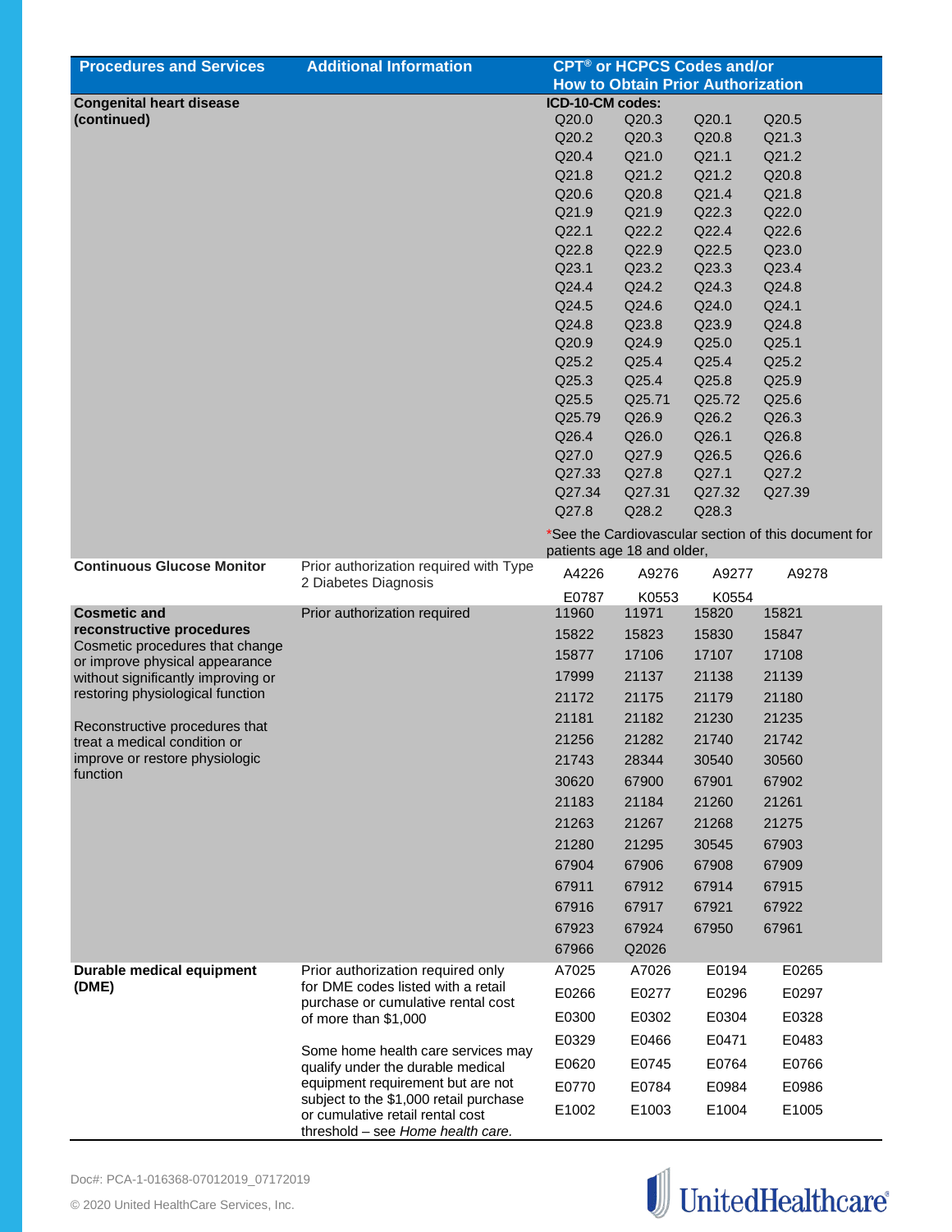| Procedures and Services | Additional Information | CPT® or HCPCS Codes and/or How to Obtain Prior Authorization | | | |
|---|---|---|---|---|---|
| **Congenital heart disease (continued)** | | **ICD-10-CM codes:** | | | |
| | | Q20.0 | Q20.3 | Q20.1 | Q20.5 |
| | | Q20.2 | Q20.3 | Q20.8 | Q21.3 |
| | | Q20.4 | Q21.0 | Q21.1 | Q21.2 |
| | | Q21.8 | Q21.2 | Q21.2 | Q20.8 |
| | | Q20.6 | Q20.8 | Q21.4 | Q21.8 |
| | | Q21.9 | Q21.9 | Q22.3 | Q22.0 |
| | | Q22.1 | Q22.2 | Q22.4 | Q22.6 |
| | | Q22.8 | Q22.9 | Q22.5 | Q23.0 |
| | | Q23.1 | Q23.2 | Q23.3 | Q23.4 |
| | | Q24.4 | Q24.2 | Q24.3 | Q24.8 |
| | | Q24.5 | Q24.6 | Q24.0 | Q24.1 |
| | | Q24.8 | Q23.8 | Q23.9 | Q24.8 |
| | | Q20.9 | Q24.9 | Q25.0 | Q25.1 |
| | | Q25.2 | Q25.4 | Q25.4 | Q25.2 |
| | | Q25.3 | Q25.4 | Q25.8 | Q25.9 |
| | | Q25.5 | Q25.71 | Q25.72 | Q25.6 |
| | | Q25.79 | Q26.9 | Q26.2 | Q26.3 |
| | | Q26.4 | Q26.0 | Q26.1 | Q26.8 |
| | | Q27.0 | Q27.9 | Q26.5 | Q26.6 |
| | | Q27.33 | Q27.8 | Q27.1 | Q27.2 |
| | | Q27.34 | Q27.31 | Q27.32 | Q27.39 |
| | | Q27.8 | Q28.2 | Q28.3 | |
| | | *See the Cardiovascular section of this document for patients age 18 and older, | | | |
| **Continuous Glucose Monitor** | Prior authorization required with Type 2 Diabetes Diagnosis | A4226 | A9276 | A9277 | A9278 |
| | | E0787 | K0553 | K0554 | |
| **Cosmetic and reconstructive procedures** Cosmetic procedures that change or improve physical appearance without significantly improving or restoring physiological function<br><br>Reconstructive procedures that treat a medical condition or improve or restore physiologic function | Prior authorization required | 11960 | 11971 | 15820 | 15821 |
| | | 15822 | 15823 | 15830 | 15847 |
| | | 15877 | 17106 | 17107 | 17108 |
| | | 17999 | 21137 | 21138 | 21139 |
| | | 21172 | 21175 | 21179 | 21180 |
| | | 21181 | 21182 | 21230 | 21235 |
| | | 21256 | 21282 | 21740 | 21742 |
| | | 21743 | 28344 | 30540 | 30560 |
| | | 30620 | 67900 | 67901 | 67902 |
| | | 21183 | 21184 | 21260 | 21261 |
| | | 21263 | 21267 | 21268 | 21275 |
| | | 21280 | 21295 | 30545 | 67903 |
| | | 67904 | 67906 | 67908 | 67909 |
| | | 67911 | 67912 | 67914 | 67915 |
| | | 67916 | 67917 | 67921 | 67922 |
| | | 67923 | 67924 | 67950 | 67961 |
| | | 67966 | Q2026 | | |
| **Durable medical equipment (DME)** | Prior authorization required only for DME codes listed with a retail purchase or cumulative rental cost of more than $1,000<br><br>Some home health care services may qualify under the durable medical equipment requirement but are not subject to the $1,000 retail purchase or cumulative retail rental cost threshold – see *Home health care.* | A7025 | A7026 | E0194 | E0265 |
| | | E0266 | E0277 | E0296 | E0297 |
| | | E0300 | E0302 | E0304 | E0328 |
| | | E0329 | E0466 | E0471 | E0483 |
| | | E0620 | E0745 | E0764 | E0766 |
| | | E0770 | E0784 | E0984 | E0986 |
| | | E1002 | E1003 | E1004 | E1005 |

Doc#: PCA-1-016368-07012019_07172019

© 2020 United HealthCare Services, Inc.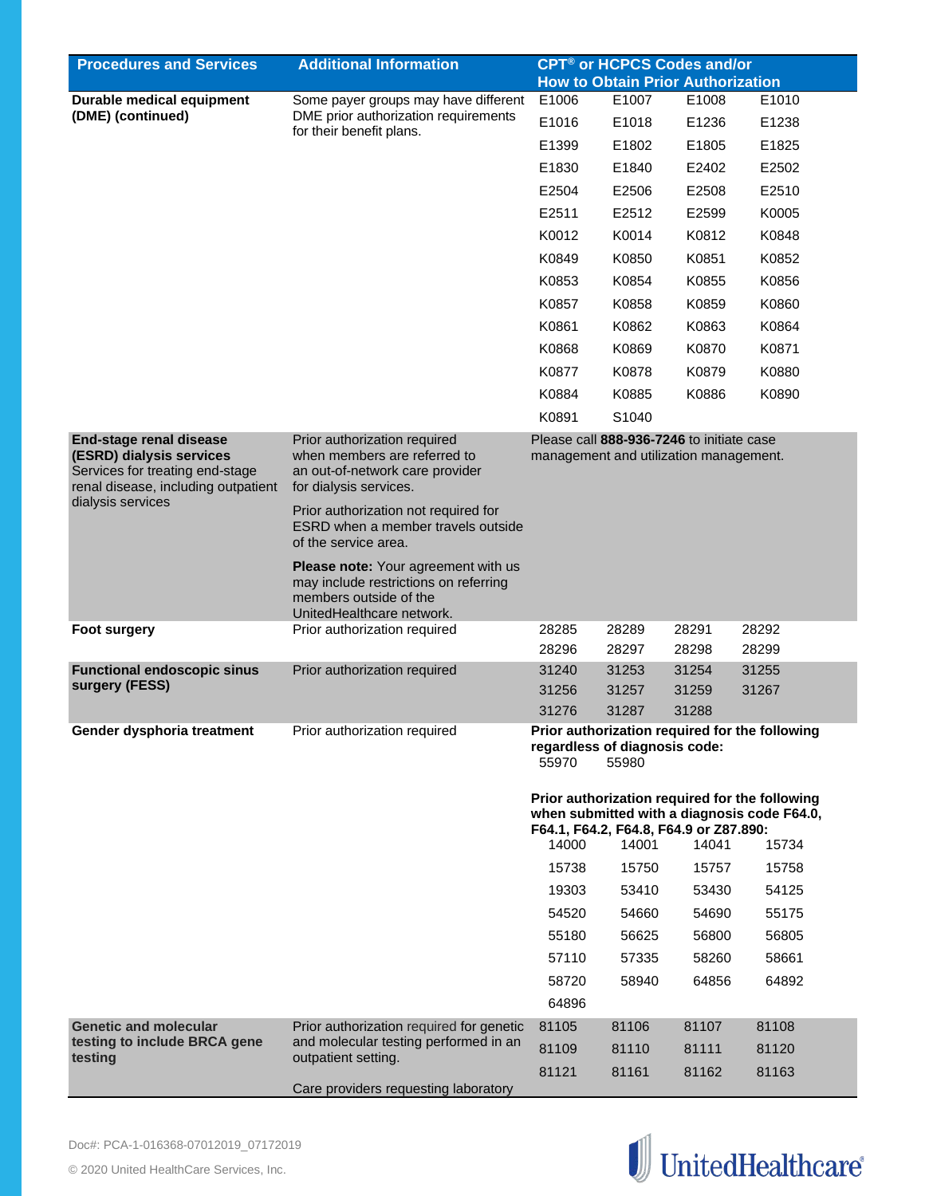| Procedures and Services | Additional Information | CPT® or HCPCS Codes and/or How to Obtain Prior Authorization |
|---|---|---|
| **Durable medical equipment (DME) (continued)** | Some payer groups may have different DME prior authorization requirements for their benefit plans. | E1006 E1007 E1008 E1010 E1016 E1018 E1236 E1238 E1399 E1802 E1805 E1825 E1830 E1840 E2402 E2502 E2504 E2506 E2508 E2510 E2511 E2512 E2599 K0005 K0012 K0014 K0812 K0848 K0849 K0850 K0851 K0852 K0853 K0854 K0855 K0856 K0857 K0858 K0859 K0860 K0861 K0862 K0863 K0864 K0868 K0869 K0870 K0871 K0877 K0878 K0879 K0880 K0884 K0885 K0886 K0890 K0891 S1040 |
| **End-stage renal disease (ESRD) dialysis services** Services for treating end-stage renal disease, including outpatient dialysis services | Prior authorization required when members are referred to an out-of-network care provider for dialysis services. Prior authorization not required for ESRD when a member travels outside of the service area. **Please note:** Your agreement with us may include restrictions on referring members outside of the UnitedHealthcare network. | Please call **888-936-7246** to initiate case management and utilization management. |
| **Foot surgery** | Prior authorization required | 28285 28289 28291 28292 28296 28297 28298 28299 |
| **Functional endoscopic sinus surgery (FESS)** | Prior authorization required | 31240 31253 31254 31255 31256 31257 31259 31267 31276 31287 31288 |
| **Gender dysphoria treatment** | Prior authorization required | **Prior authorization required for the following regardless of diagnosis code:** 55970 55980 **Prior authorization required for the following when submitted with a diagnosis code F64.0, F64.1, F64.2, F64.8, F64.9 or Z87.890:** 14000 14001 14041 15734 15738 15750 15757 15758 19303 53410 53430 54125 54520 54660 54690 55175 55180 56625 56800 56805 57110 57335 58260 58661 58720 58940 64856 64892 64896 |
| **Genetic and molecular testing to include BRCA gene testing** | Prior authorization required for genetic and molecular testing performed in an outpatient setting. Care providers requesting laboratory | 81105 81106 81107 81108 81109 81110 81111 81120 81121 81161 81162 81163 |

Doc#: PCA-1-016368-07012019_07172019

© 2020 United HealthCare Services, Inc.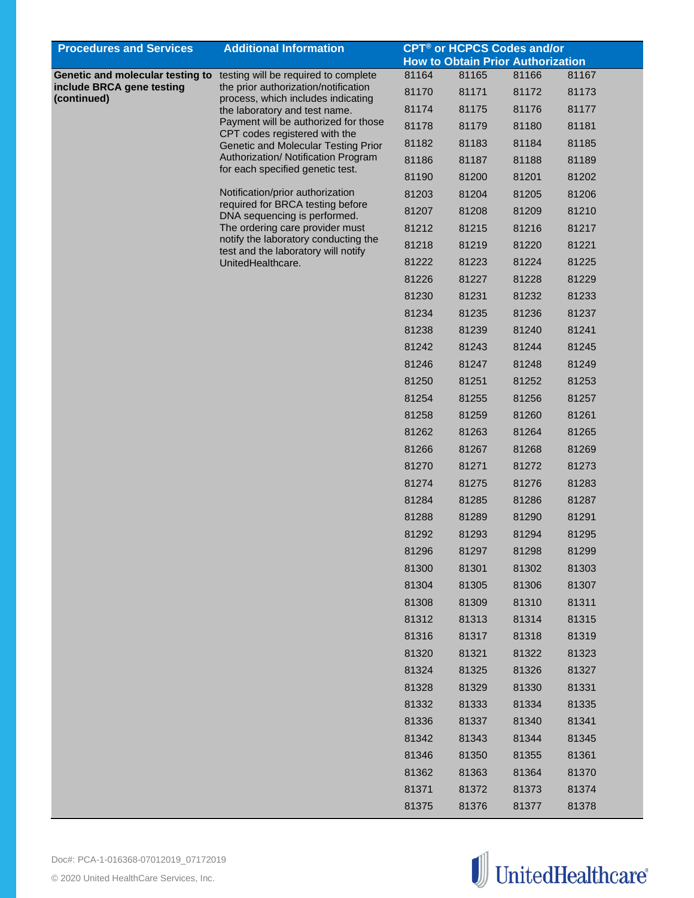| Procedures and Services | Additional Information | CPT® or HCPCS Codes and/or How to Obtain Prior Authorization | | | |
|---|---|---|---|---|---|
| **Genetic and molecular testing to include BRCA gene testing (continued)** | testing will be required to complete the prior authorization/notification process, which includes indicating the laboratory and test name. Payment will be authorized for those CPT codes registered with the Genetic and Molecular Testing Prior Authorization/ Notification Program for each specified genetic test.<br><br>Notification/prior authorization required for BRCA testing before DNA sequencing is performed. The ordering care provider must notify the laboratory conducting the test and the laboratory will notify UnitedHealthcare. | 81164 | 81165 | 81166 | 81167 |
| | | 81170 | 81171 | 81172 | 81173 |
| | | 81174 | 81175 | 81176 | 81177 |
| | | 81178 | 81179 | 81180 | 81181 |
| | | 81182 | 81183 | 81184 | 81185 |
| | | 81186 | 81187 | 81188 | 81189 |
| | | 81190 | 81200 | 81201 | 81202 |
| | | 81203 | 81204 | 81205 | 81206 |
| | | 81207 | 81208 | 81209 | 81210 |
| | | 81212 | 81215 | 81216 | 81217 |
| | | 81218 | 81219 | 81220 | 81221 |
| | | 81222 | 81223 | 81224 | 81225 |
| | | 81226 | 81227 | 81228 | 81229 |
| | | 81230 | 81231 | 81232 | 81233 |
| | | 81234 | 81235 | 81236 | 81237 |
| | | 81238 | 81239 | 81240 | 81241 |
| | | 81242 | 81243 | 81244 | 81245 |
| | | 81246 | 81247 | 81248 | 81249 |
| | | 81250 | 81251 | 81252 | 81253 |
| | | 81254 | 81255 | 81256 | 81257 |
| | | 81258 | 81259 | 81260 | 81261 |
| | | 81262 | 81263 | 81264 | 81265 |
| | | 81266 | 81267 | 81268 | 81269 |
| | | 81270 | 81271 | 81272 | 81273 |
| | | 81274 | 81275 | 81276 | 81283 |
| | | 81284 | 81285 | 81286 | 81287 |
| | | 81288 | 81289 | 81290 | 81291 |
| | | 81292 | 81293 | 81294 | 81295 |
| | | 81296 | 81297 | 81298 | 81299 |
| | | 81300 | 81301 | 81302 | 81303 |
| | | 81304 | 81305 | 81306 | 81307 |
| | | 81308 | 81309 | 81310 | 81311 |
| | | 81312 | 81313 | 81314 | 81315 |
| | | 81316 | 81317 | 81318 | 81319 |
| | | 81320 | 81321 | 81322 | 81323 |
| | | 81324 | 81325 | 81326 | 81327 |
| | | 81328 | 81329 | 81330 | 81331 |
| | | 81332 | 81333 | 81334 | 81335 |
| | | 81336 | 81337 | 81340 | 81341 |
| | | 81342 | 81343 | 81344 | 81345 |
| | | 81346 | 81350 | 81355 | 81361 |
| | | 81362 | 81363 | 81364 | 81370 |
| | | 81371 | 81372 | 81373 | 81374 |
| | | 81375 | 81376 | 81377 | 81378 |

Doc#: PCA-1-016368-07012019_07172019

© 2020 United HealthCare Services, Inc.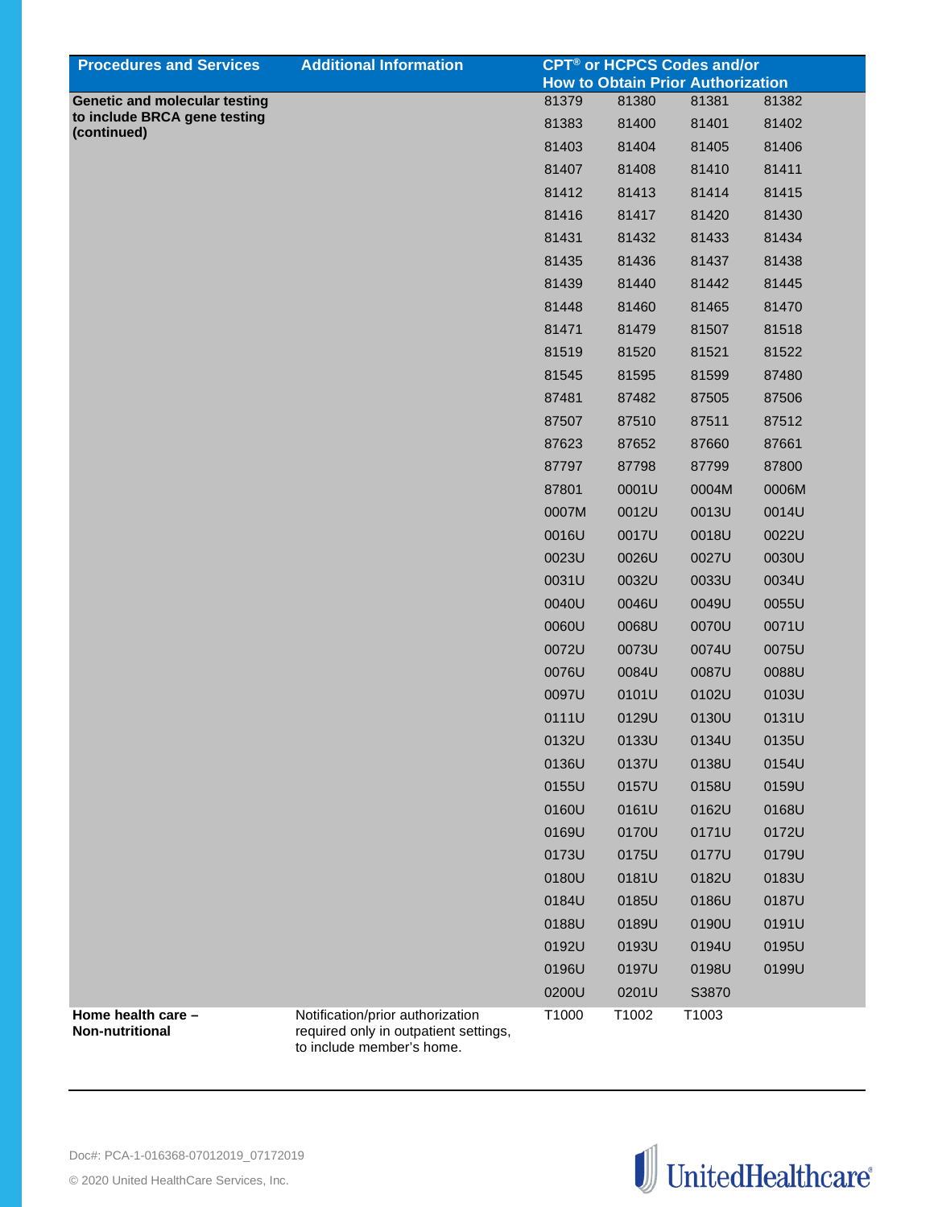| Procedures and Services | Additional Information | CPT® or HCPCS Codes and/or How to Obtain Prior Authorization | | | |
|---|---|---|---|---|---|
| **Genetic and molecular testing to include BRCA gene testing (continued)** | | 81379 | 81380 | 81381 | 81382 |
| | | 81383 | 81400 | 81401 | 81402 |
| | | 81403 | 81404 | 81405 | 81406 |
| | | 81407 | 81408 | 81410 | 81411 |
| | | 81412 | 81413 | 81414 | 81415 |
| | | 81416 | 81417 | 81420 | 81430 |
| | | 81431 | 81432 | 81433 | 81434 |
| | | 81435 | 81436 | 81437 | 81438 |
| | | 81439 | 81440 | 81442 | 81445 |
| | | 81448 | 81460 | 81465 | 81470 |
| | | 81471 | 81479 | 81507 | 81518 |
| | | 81519 | 81520 | 81521 | 81522 |
| | | 81545 | 81595 | 81599 | 87480 |
| | | 87481 | 87482 | 87505 | 87506 |
| | | 87507 | 87510 | 87511 | 87512 |
| | | 87623 | 87652 | 87660 | 87661 |
| | | 87797 | 87798 | 87799 | 87800 |
| | | 87801 | 0001U | 0004M | 0006M |
| | | 0007M | 0012U | 0013U | 0014U |
| | | 0016U | 0017U | 0018U | 0022U |
| | | 0023U | 0026U | 0027U | 0030U |
| | | 0031U | 0032U | 0033U | 0034U |
| | | 0040U | 0046U | 0049U | 0055U |
| | | 0060U | 0068U | 0070U | 0071U |
| | | 0072U | 0073U | 0074U | 0075U |
| | | 0076U | 0084U | 0087U | 0088U |
| | | 0097U | 0101U | 0102U | 0103U |
| | | 0111U | 0129U | 0130U | 0131U |
| | | 0132U | 0133U | 0134U | 0135U |
| | | 0136U | 0137U | 0138U | 0154U |
| | | 0155U | 0157U | 0158U | 0159U |
| | | 0160U | 0161U | 0162U | 0168U |
| | | 0169U | 0170U | 0171U | 0172U |
| | | 0173U | 0175U | 0177U | 0179U |
| | | 0180U | 0181U | 0182U | 0183U |
| | | 0184U | 0185U | 0186U | 0187U |
| | | 0188U | 0189U | 0190U | 0191U |
| | | 0192U | 0193U | 0194U | 0195U |
| | | 0196U | 0197U | 0198U | 0199U |
| | | 0200U | 0201U | S3870 | |
| **Home health care – Non-nutritional** | Notification/prior authorization required only in outpatient settings, to include member's home. | T1000 | T1002 | T1003 | |

Doc#: PCA-1-016368-07012019_07172019

© 2020 United HealthCare Services, Inc.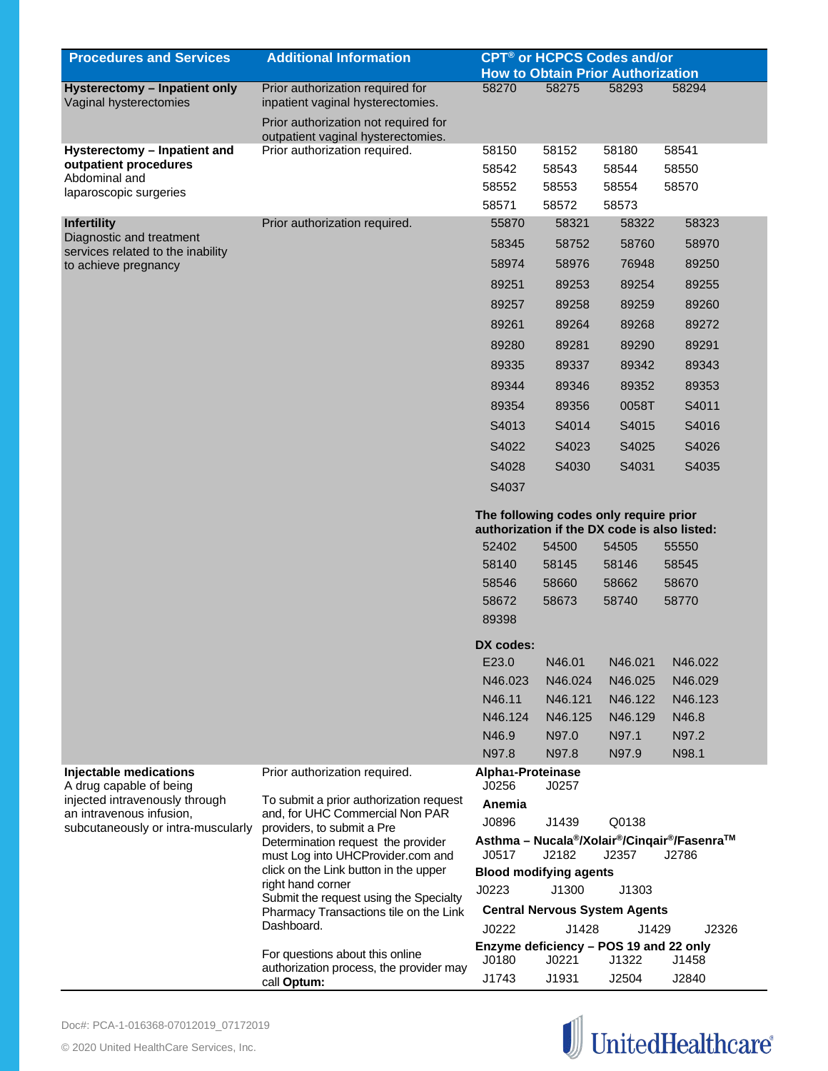| Procedures and Services | Additional Information | CPT® or HCPCS Codes and/or How to Obtain Prior Authorization |
|---|---|---|
| **Hysterectomy – Inpatient only** Vaginal hysterectomies | Prior authorization required for inpatient vaginal hysterectomies. Prior authorization not required for outpatient vaginal hysterectomies. | 58270 58275 58293 58294 |
| **Hysterectomy – Inpatient and outpatient procedures** Abdominal and laparoscopic surgeries | Prior authorization required. | 58150 58152 58180 58541 58542 58543 58544 58550 58552 58553 58554 58570 58571 58572 58573 |
| **Infertility** Diagnostic and treatment services related to the inability to achieve pregnancy | Prior authorization required. | 55870 58321 58322 58323 58345 58752 58760 58970 58974 58976 76948 89250 89251 89253 89254 89255 89257 89258 89259 89260 89261 89264 89268 89272 89280 89281 89290 89291 89335 89337 89342 89343 89344 89346 89352 89353 89354 89356 0058T S4011 S4013 S4014 S4015 S4016 S4022 S4023 S4025 S4026 S4028 S4030 S4031 S4035 S4037 <br><br> **The following codes only require prior authorization if the DX code is also listed:** 52402 54500 54505 55550 58140 58145 58146 58545 58546 58660 58662 58670 58672 58673 58740 58770 89398 <br><br> **DX codes:** E23.0 N46.01 N46.021 N46.022 N46.023 N46.024 N46.025 N46.029 N46.11 N46.121 N46.122 N46.123 N46.124 N46.125 N46.129 N46.8 N46.9 N97.0 N97.1 N97.2 N97.8 N97.8 N97.9 N98.1 |
| **Injectable medications** A drug capable of being injected intravenously through an intravenous infusion, subcutaneously or intra-muscularly | Prior authorization required. To submit a prior authorization request and, for UHC Commercial Non PAR providers, to submit a Pre Determination request the provider must Log into UHCProvider.com and click on the Link button in the upper right hand corner Submit the request using the Specialty Pharmacy Transactions tile on the Link Dashboard. For questions about this online authorization process, the provider may call **Optum:** | **Alpha1-Proteinase** J0256 J0257 <br> **Anemia** J0896 J1439 Q0138 <br> **Asthma – Nucala®/Xolair®/Cinqair®/Fasenra™** J0517 J2182 J2357 J2786 <br> **Blood modifying agents** J0223 J1300 J1303 <br> **Central Nervous System Agents** J0222 J1428 J1429 J2326 <br> **Enzyme deficiency – POS 19 and 22 only** J0180 J0221 J1322 J1458 J1743 J1931 J2504 J2840 |

Doc#: PCA-1-016368-07012019_07172019

© 2020 United HealthCare Services, Inc.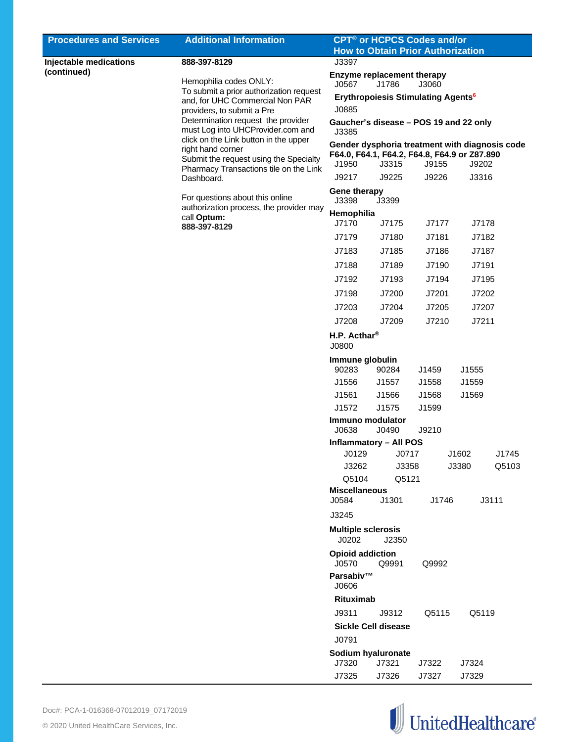| Procedures and Services | Additional Information | CPT® or HCPCS Codes and/or How to Obtain Prior Authorization |
|---|---|---|
| **Injectable medications (continued)** | **888-397-8129**<br><br>Hemophilia codes ONLY:<br>To submit a prior authorization request and, for UHC Commercial Non PAR providers, to submit a Pre Determination request the provider must Log into UHCProvider.com and click on the Link button in the upper right hand corner<br>Submit the request using the Specialty Pharmacy Transactions tile on the Link Dashboard.<br><br>For questions about this online authorization process, the provider may call **Optum:**<br>**888-397-8129** | J3397<br><br>**Enzyme replacement therapy**<br>J0567 J1786 J3060<br><br>**Erythropoiesis Stimulating Agents**[6]<br>J0885<br><br>**Gaucher's disease – POS 19 and 22 only**<br>J3385<br><br>**Gender dysphoria treatment with diagnosis code F64.0, F64.1, F64.2, F64.8, F64.9 or Z87.890**<br>J1950 J3315 J9155 J9202<br>J9217 J9225 J9226 J3316<br><br>**Gene therapy**<br>J3398 J3399<br><br>**Hemophilia**<br>J7170 J7175 J7177 J7178<br>J7179 J7180 J7181 J7182<br>J7183 J7185 J7186 J7187<br>J7188 J7189 J7190 J7191<br>J7192 J7193 J7194 J7195<br>J7198 J7200 J7201 J7202<br>J7203 J7204 J7205 J7207<br>J7208 J7209 J7210 J7211<br><br>**H.P. Acthar®**<br>J0800<br><br>**Immune globulin**<br>90283 90284 J1459 J1555<br>J1556 J1557 J1558 J1559<br>J1561 J1566 J1568 J1569<br>J1572 J1575 J1599<br><br>**Immuno modulator**<br>J0638 J0490 J9210<br><br>**Inflammatory – All POS**<br>J0129 J0717 J1602 J1745<br>J3262 J3358 J3380 Q5103<br>Q5104 Q5121<br><br>**Miscellaneous**<br>J0584 J1301 J1746 J3111<br>J3245<br><br>**Multiple sclerosis**<br>J0202 J2350<br><br>**Opioid addiction**<br>J0570 Q9991 Q9992<br><br>**Parsabiv™**<br>J0606<br><br>**Rituximab**<br>J9311 J9312 Q5115 Q5119<br><br>**Sickle Cell disease**<br>J0791<br><br>**Sodium hyaluronate**<br>J7320 J7321 J7322 J7324<br>J7325 J7326 J7327 J7329 |

Doc#: PCA-1-016368-07012019_07172019

© 2020 United HealthCare Services, Inc.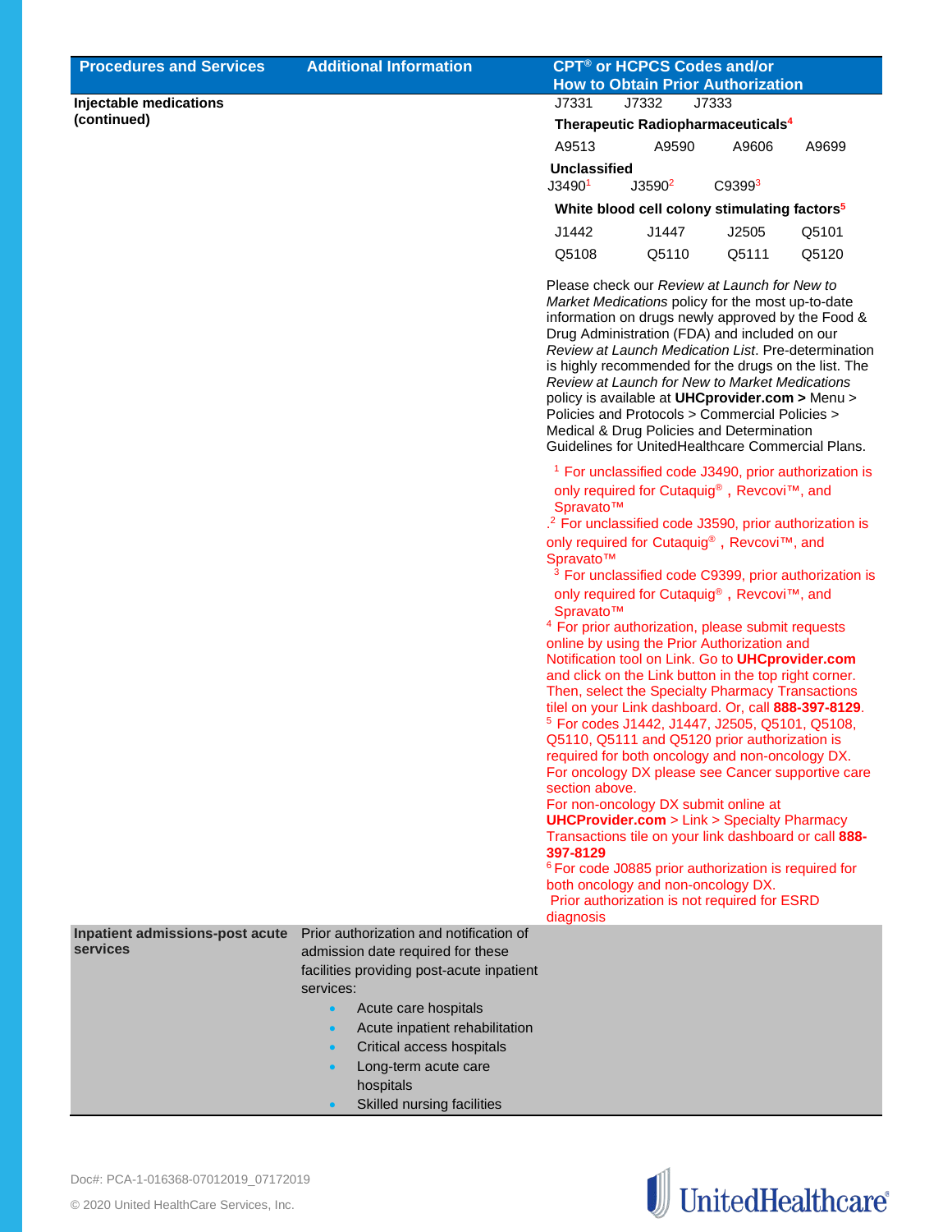| Procedures and Services | Additional Information | CPT® or HCPCS Codes and/or How to Obtain Prior Authorization |
|---|---|---|
| **Injectable medications (continued)** | | J7331 J7332 J7333<br><br>**Therapeutic Radiopharmaceuticals**[4]<br>A9513 A9590 A9606 A9699<br><br>**Unclassified**<br>J3490[1] J3590[2] C9399[3]<br><br>**White blood cell colony stimulating factors**[5]<br>J1442 J1447 J2505 Q5101<br>Q5108 Q5110 Q5111 Q5120<br><br>Please check our *Review at Launch for New to Market Medications* policy for the most up-to-date information on drugs newly approved by the Food & Drug Administration (FDA) and included on our *Review at Launch Medication List*. Pre-determination is highly recommended for the drugs on the list. The *Review at Launch for New to Market Medications* policy is available at **UHCprovider.com >** Menu > Policies and Protocols > Commercial Policies > Medical & Drug Policies and Determination Guidelines for UnitedHealthcare Commercial Plans.<br><br>[1] For unclassified code J3490, prior authorization is only required for Cutaquig®, Revcovi™, and Spravato™<br>.[2] For unclassified code J3590, prior authorization is only required for Cutaquig®, Revcovi™, and Spravato™<br>[3] For unclassified code C9399, prior authorization is only required for Cutaquig®, Revcovi™, and Spravato™<br>[4] For prior authorization, please submit requests online by using the Prior Authorization and Notification tool on Link. Go to **UHCprovider.com** and click on the Link button in the top right corner. Then, select the Specialty Pharmacy Transactions tilel on your Link dashboard. Or, call **888-397-8129**.<br>[5] For codes J1442, J1447, J2505, Q5101, Q5108, Q5110, Q5111 and Q5120 prior authorization is required for both oncology and non-oncology DX. For oncology DX please see Cancer supportive care section above.<br>For non-oncology DX submit online at **UHCProvider.com** > Link > Specialty Pharmacy Transactions tile on your link dashboard or call **888-397-8129**<br>[6] For code J0885 prior authorization is required for both oncology and non-oncology DX.<br>Prior authorization is not required for ESRD diagnosis |
| **Inpatient admissions-post acute services** | Prior authorization and notification of admission date required for these facilities providing post-acute inpatient services:<br>• Acute care hospitals<br>• Acute inpatient rehabilitation<br>• Critical access hospitals<br>• Long-term acute care hospitals<br>• Skilled nursing facilities | |

Doc#: PCA-1-016368-07012019_07172019

© 2020 United HealthCare Services, Inc.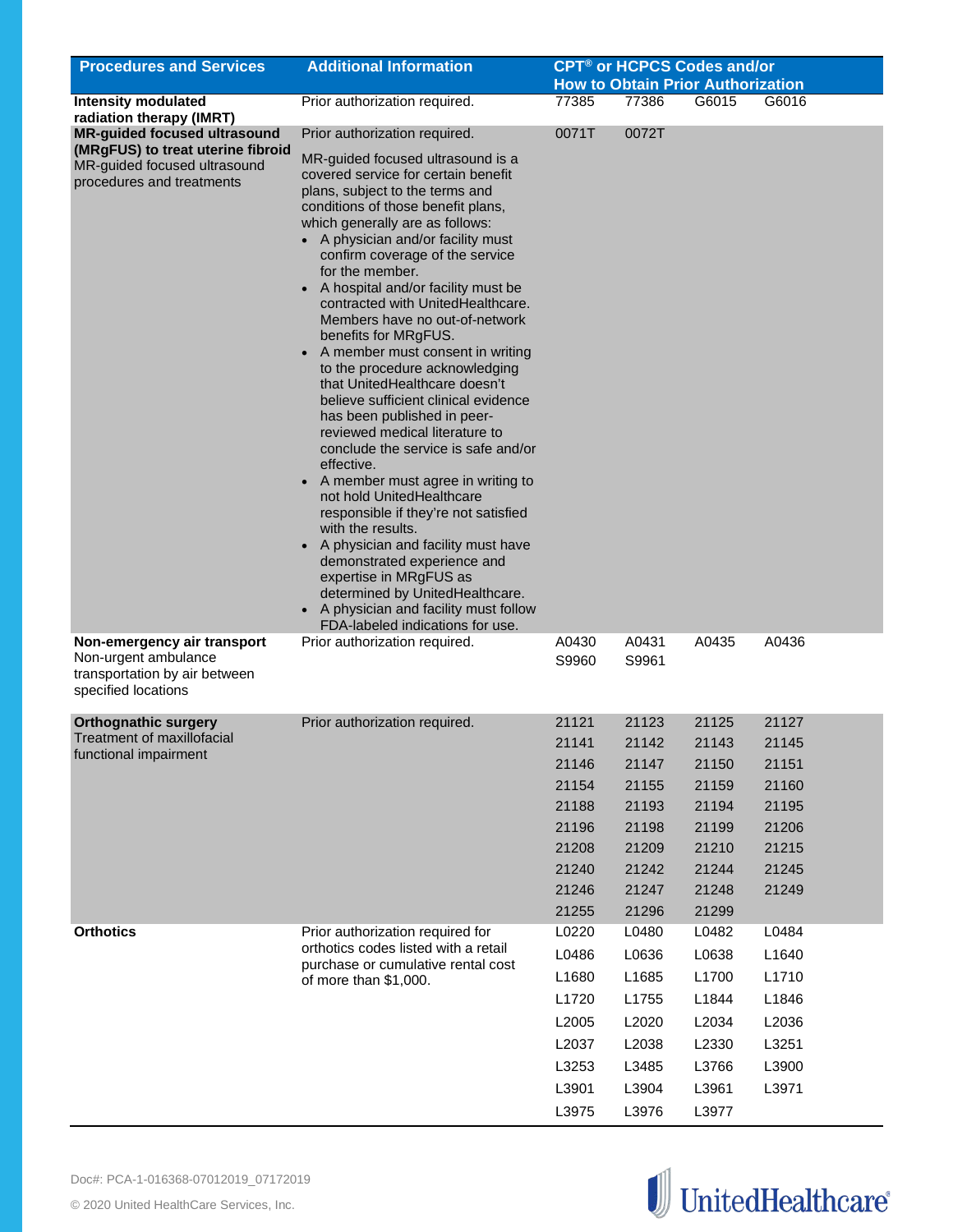| Procedures and Services | Additional Information | CPT® or HCPCS Codes and/or How to Obtain Prior Authorization | | | |
|---|---|---|---|---|---|
| **Intensity modulated radiation therapy (IMRT)** | Prior authorization required. | 77385 | 77386 | G6015 | G6016 |
| **MR-guided focused ultrasound (MRgFUS) to treat uterine fibroid** MR-guided focused ultrasound procedures and treatments | Prior authorization required.<br><br>MR-guided focused ultrasound is a covered service for certain benefit plans, subject to the terms and conditions of those benefit plans, which generally are as follows:<br>• A physician and/or facility must confirm coverage of the service for the member.<br>• A hospital and/or facility must be contracted with UnitedHealthcare. Members have no out-of-network benefits for MRgFUS.<br>• A member must consent in writing to the procedure acknowledging that UnitedHealthcare doesn't believe sufficient clinical evidence has been published in peer-reviewed medical literature to conclude the service is safe and/or effective.<br>• A member must agree in writing to not hold UnitedHealthcare responsible if they're not satisfied with the results.<br>• A physician and facility must have demonstrated experience and expertise in MRgFUS as determined by UnitedHealthcare.<br>• A physician and facility must follow FDA-labeled indications for use. | 0071T | 0072T | | |
| **Non-emergency air transport** Non-urgent ambulance transportation by air between specified locations | Prior authorization required. | A0430 | A0431 | A0435 | A0436 |
| | | S9960 | S9961 | | |
| **Orthognathic surgery** Treatment of maxillofacial functional impairment | Prior authorization required. | 21121 | 21123 | 21125 | 21127 |
| | | 21141 | 21142 | 21143 | 21145 |
| | | 21146 | 21147 | 21150 | 21151 |
| | | 21154 | 21155 | 21159 | 21160 |
| | | 21188 | 21193 | 21194 | 21195 |
| | | 21196 | 21198 | 21199 | 21206 |
| | | 21208 | 21209 | 21210 | 21215 |
| | | 21240 | 21242 | 21244 | 21245 |
| | | 21246 | 21247 | 21248 | 21249 |
| | | 21255 | 21296 | 21299 | |
| **Orthotics** | Prior authorization required for orthotics codes listed with a retail purchase or cumulative rental cost of more than $1,000. | L0220 | L0480 | L0482 | L0484 |
| | | L0486 | L0636 | L0638 | L1640 |
| | | L1680 | L1685 | L1700 | L1710 |
| | | L1720 | L1755 | L1844 | L1846 |
| | | L2005 | L2020 | L2034 | L2036 |
| | | L2037 | L2038 | L2330 | L3251 |
| | | L3253 | L3485 | L3766 | L3900 |
| | | L3901 | L3904 | L3961 | L3971 |
| | | L3975 | L3976 | L3977 | |

Doc#: PCA-1-016368-07012019_07172019

© 2020 United HealthCare Services, Inc.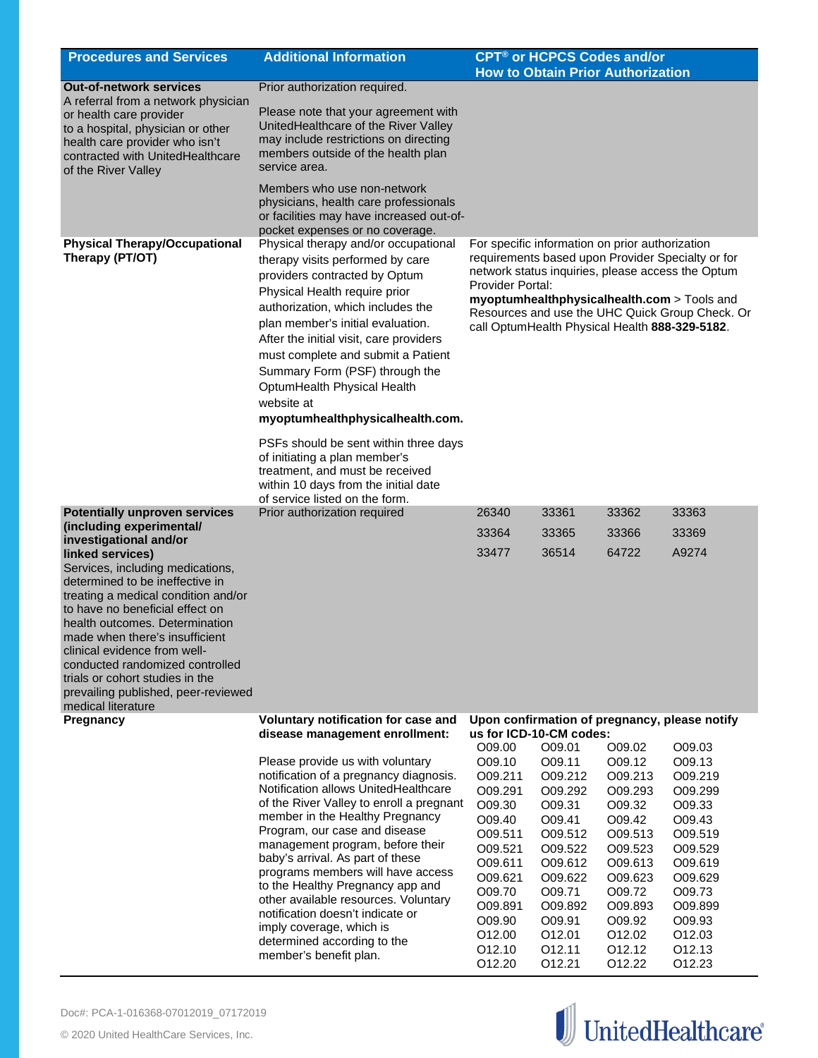| Procedures and Services | Additional Information | CPT® or HCPCS Codes and/or How to Obtain Prior Authorization |
|---|---|---|
| **Out-of-network services**<br>A referral from a network physician or health care provider to a hospital, physician or other health care provider who isn't contracted with UnitedHealthcare of the River Valley | Prior authorization required.<br><br>Please note that your agreement with UnitedHealthcare of the River Valley may include restrictions on directing members outside of the health plan service area.<br><br>Members who use non-network physicians, health care professionals or facilities may have increased out-of-pocket expenses or no coverage. | |
| **Physical Therapy/Occupational Therapy (PT/OT)** | Physical therapy and/or occupational therapy visits performed by care providers contracted by Optum Physical Health require prior authorization, which includes the plan member's initial evaluation. After the initial visit, care providers must complete and submit a Patient Summary Form (PSF) through the OptumHealth Physical Health website at **myoptumhealthphysicalhealth.com.**<br><br>PSFs should be sent within three days of initiating a plan member's treatment, and must be received within 10 days from the initial date of service listed on the form. | For specific information on prior authorization requirements based upon Provider Specialty or for network status inquiries, please access the Optum Provider Portal: **myoptumhealthphysicalhealth.com** > Tools and Resources and use the UHC Quick Group Check. Or call OptumHealth Physical Health **888-329-5182**. |
| **Potentially unproven services (including experimental/ investigational and/or linked services)**<br>Services, including medications, determined to be ineffective in treating a medical condition and/or to have no beneficial effect on health outcomes. Determination made when there's insufficient clinical evidence from well-conducted randomized controlled trials or cohort studies in the prevailing published, peer-reviewed medical literature | Prior authorization required | 26340 33361 33362 33363<br>33364 33365 33366 33369<br>33477 36514 64722 A9274 |
| **Pregnancy** | **Voluntary notification for case and disease management enrollment:**<br><br>Please provide us with voluntary notification of a pregnancy diagnosis. Notification allows UnitedHealthcare of the River Valley to enroll a pregnant member in the Healthy Pregnancy Program, our case and disease management program, before their baby's arrival. As part of these programs members will have access to the Healthy Pregnancy app and other available resources. Voluntary notification doesn't indicate or imply coverage, which is determined according to the member's benefit plan. | **Upon confirmation of pregnancy, please notify us for ICD-10-CM codes:**<br>O09.00 O09.01 O09.02 O09.03<br>O09.10 O09.11 O09.12 O09.13<br>O09.211 O09.212 O09.213 O09.219<br>O09.291 O09.292 O09.293 O09.299<br>O09.30 O09.31 O09.32 O09.33<br>O09.40 O09.41 O09.42 O09.43<br>O09.511 O09.512 O09.513 O09.519<br>O09.521 O09.522 O09.523 O09.529<br>O09.611 O09.612 O09.613 O09.619<br>O09.621 O09.622 O09.623 O09.629<br>O09.70 O09.71 O09.72 O09.73<br>O09.891 O09.892 O09.893 O09.899<br>O09.90 O09.91 O09.92 O09.93<br>O12.00 O12.01 O12.02 O12.03<br>O12.10 O12.11 O12.12 O12.13<br>O12.20 O12.21 O12.22 O12.23 |

Doc#: PCA-1-016368-07012019_07172019

© 2020 United HealthCare Services, Inc.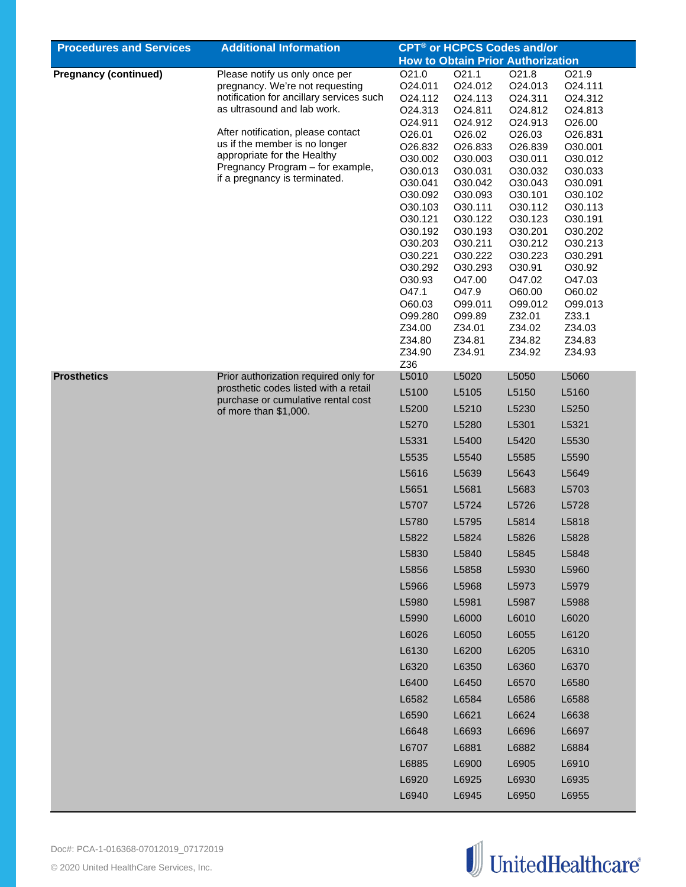| Procedures and Services | Additional Information | CPT® or HCPCS Codes and/or How to Obtain Prior Authorization | | | |
|---|---|---|---|---|---|
| **Pregnancy (continued)** | Please notify us only once per pregnancy. We're not requesting notification for ancillary services such as ultrasound and lab work.<br><br>After notification, please contact us if the member is no longer appropriate for the Healthy Pregnancy Program – for example, if a pregnancy is terminated. | O21.0 | O21.1 | O21.8 | O21.9 |
| | | O24.011 | O24.012 | O24.013 | O24.111 |
| | | O24.112 | O24.113 | O24.311 | O24.312 |
| | | O24.313 | O24.811 | O24.812 | O24.813 |
| | | O24.911 | O24.912 | O24.913 | O26.00 |
| | | O26.01 | O26.02 | O26.03 | O26.831 |
| | | O26.832 | O26.833 | O26.839 | O30.001 |
| | | O30.002 | O30.003 | O30.011 | O30.012 |
| | | O30.013 | O30.031 | O30.032 | O30.033 |
| | | O30.041 | O30.042 | O30.043 | O30.091 |
| | | O30.092 | O30.093 | O30.101 | O30.102 |
| | | O30.103 | O30.111 | O30.112 | O30.113 |
| | | O30.121 | O30.122 | O30.123 | O30.191 |
| | | O30.192 | O30.193 | O30.201 | O30.202 |
| | | O30.203 | O30.211 | O30.212 | O30.213 |
| | | O30.221 | O30.222 | O30.223 | O30.291 |
| | | O30.292 | O30.293 | O30.91 | O30.92 |
| | | O30.93 | O47.00 | O47.02 | O47.03 |
| | | O47.1 | O47.9 | O60.00 | O60.02 |
| | | O60.03 | O99.011 | O99.012 | O99.013 |
| | | O99.280 | O99.89 | Z32.01 | Z33.1 |
| | | Z34.00 | Z34.01 | Z34.02 | Z34.03 |
| | | Z34.80 | Z34.81 | Z34.82 | Z34.83 |
| | | Z34.90 | Z34.91 | Z34.92 | Z34.93 |
| | | Z36 | | | |
| **Prosthetics** | Prior authorization required only for prosthetic codes listed with a retail purchase or cumulative rental cost of more than $1,000. | L5010 | L5020 | L5050 | L5060 |
| | | L5100 | L5105 | L5150 | L5160 |
| | | L5200 | L5210 | L5230 | L5250 |
| | | L5270 | L5280 | L5301 | L5321 |
| | | L5331 | L5400 | L5420 | L5530 |
| | | L5535 | L5540 | L5585 | L5590 |
| | | L5616 | L5639 | L5643 | L5649 |
| | | L5651 | L5681 | L5683 | L5703 |
| | | L5707 | L5724 | L5726 | L5728 |
| | | L5780 | L5795 | L5814 | L5818 |
| | | L5822 | L5824 | L5826 | L5828 |
| | | L5830 | L5840 | L5845 | L5848 |
| | | L5856 | L5858 | L5930 | L5960 |
| | | L5966 | L5968 | L5973 | L5979 |
| | | L5980 | L5981 | L5987 | L5988 |
| | | L5990 | L6000 | L6010 | L6020 |
| | | L6026 | L6050 | L6055 | L6120 |
| | | L6130 | L6200 | L6205 | L6310 |
| | | L6320 | L6350 | L6360 | L6370 |
| | | L6400 | L6450 | L6570 | L6580 |
| | | L6582 | L6584 | L6586 | L6588 |
| | | L6590 | L6621 | L6624 | L6638 |
| | | L6648 | L6693 | L6696 | L6697 |
| | | L6707 | L6881 | L6882 | L6884 |
| | | L6885 | L6900 | L6905 | L6910 |
| | | L6920 | L6925 | L6930 | L6935 |
| | | L6940 | L6945 | L6950 | L6955 |

Doc#: PCA-1-016368-07012019_07172019

© 2020 United HealthCare Services, Inc.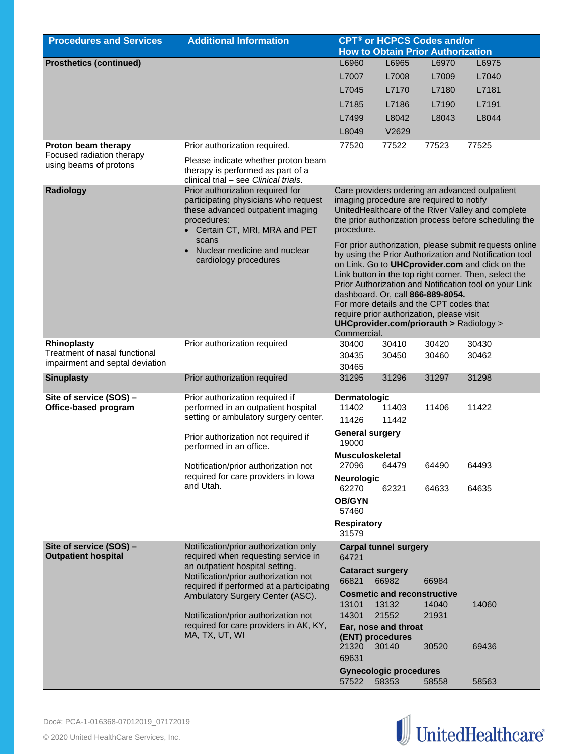| Procedures and Services | Additional Information | CPT® or HCPCS Codes and/or How to Obtain Prior Authorization |
|---|---|---|
| **Prosthetics (continued)** | | L6960 L6965 L6970 L6975<br>L7007 L7008 L7009 L7040<br>L7045 L7170 L7180 L7181<br>L7185 L7186 L7190 L7191<br>L7499 L8042 L8043 L8044<br>L8049 V2629 |
| **Proton beam therapy**<br>Focused radiation therapy using beams of protons | Prior authorization required.<br><br>Please indicate whether proton beam therapy is performed as part of a clinical trial – see *Clinical trials*. | 77520 77522 77523 77525 |
| **Radiology** | Prior authorization required for participating physicians who request these advanced outpatient imaging procedures:<br>• Certain CT, MRI, MRA and PET scans<br>• Nuclear medicine and nuclear cardiology procedures | Care providers ordering an advanced outpatient imaging procedure are required to notify UnitedHealthcare of the River Valley and complete the prior authorization process before scheduling the procedure.<br><br>For prior authorization, please submit requests online by using the Prior Authorization and Notification tool on Link. Go to **UHCprovider.com** and click on the Link button in the top right corner. Then, select the Prior Authorization and Notification tool on your Link dashboard. Or, call **866-889-8054.**<br>For more details and the CPT codes that require prior authorization, please visit **UHCprovider.com/priorauth >** Radiology > Commercial. |
| **Rhinoplasty**<br>Treatment of nasal functional impairment and septal deviation | Prior authorization required | 30400 30410 30420 30430<br>30435 30450 30460 30462<br>30465 |
| **Sinuplasty** | Prior authorization required | 31295 31296 31297 31298 |
| **Site of service (SOS) – Office-based program** | Prior authorization required if performed in an outpatient hospital setting or ambulatory surgery center.<br><br>Prior authorization not required if performed in an office.<br><br>Notification/prior authorization not required for care providers in Iowa and Utah. | **Dermatologic**<br>11402 11403 11406 11422<br>11426 11442<br>**General surgery**<br>19000<br>**Musculoskeletal**<br>27096 64479 64490 64493<br>**Neurologic**<br>62270 62321 64633 64635<br>**OB/GYN**<br>57460<br>**Respiratory**<br>31579 |
| **Site of service (SOS) – Outpatient hospital** | Notification/prior authorization only required when requesting service in an outpatient hospital setting. Notification/prior authorization not required if performed at a participating Ambulatory Surgery Center (ASC).<br><br>Notification/prior authorization not required for care providers in AK, KY, MA, TX, UT, WI | **Carpal tunnel surgery**<br>64721<br>**Cataract surgery**<br>66821 66982 66984<br>**Cosmetic and reconstructive**<br>13101 13132 14040 14060<br>14301 21552 21931<br>**Ear, nose and throat (ENT) procedures**<br>21320 30140 30520 69436<br>69631<br>**Gynecologic procedures**<br>57522 58353 58558 58563 |

Doc#: PCA-1-016368-07012019_07172019

© 2020 United HealthCare Services, Inc.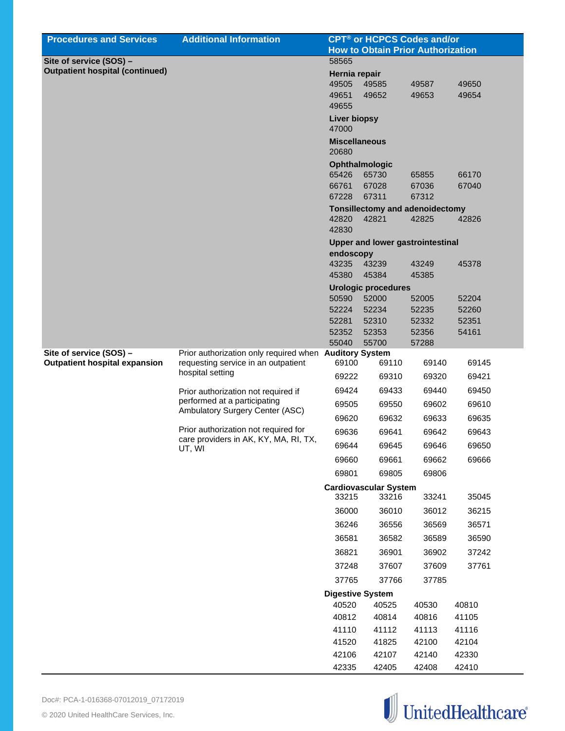| Procedures and Services | Additional Information | CPT® or HCPCS Codes and/or How to Obtain Prior Authorization |
|---|---|---|
| **Site of service (SOS) – Outpatient hospital (continued)** | | 58565<br><br>**Hernia repair**<br>49505 49585 49587 49650<br>49651 49652 49653 49654<br>49655<br><br>**Liver biopsy**<br>47000<br><br>**Miscellaneous**<br>20680<br><br>**Ophthalmologic**<br>65426 65730 65855 66170<br>66761 67028 67036 67040<br>67228 67311 67312<br><br>**Tonsillectomy and adenoidectomy**<br>42820 42821 42825 42826<br>42830<br><br>**Upper and lower gastrointestinal endoscopy**<br>43235 43239 43249 45378<br>45380 45384 45385<br><br>**Urologic procedures**<br>50590 52000 52005 52204<br>52224 52234 52235 52260<br>52281 52310 52332 52351<br>52352 52353 52356 54161<br>55040 55700 57288 |
| **Site of service (SOS) – Outpatient hospital expansion** | Prior authorization only required when requesting service in an outpatient hospital setting<br><br>Prior authorization not required if performed at a participating Ambulatory Surgery Center (ASC)<br><br>Prior authorization not required for care providers in AK, KY, MA, RI, TX, UT, WI | **Auditory System**<br>69100 69110 69140 69145<br>69222 69310 69320 69421<br>69424 69433 69440 69450<br>69505 69550 69602 69610<br>69620 69632 69633 69635<br>69636 69641 69642 69643<br>69644 69645 69646 69650<br>69660 69661 69662 69666<br>69801 69805 69806<br><br>**Cardiovascular System**<br>33215 33216 33241 35045<br>36000 36010 36012 36215<br>36246 36556 36569 36571<br>36581 36582 36589 36590<br>36821 36901 36902 37242<br>37248 37607 37609 37761<br>37765 37766 37785<br><br>**Digestive System**<br>40520 40525 40530 40810<br>40812 40814 40816 41105<br>41110 41112 41113 41116<br>41520 41825 42100 42104<br>42106 42107 42140 42330<br>42335 42405 42408 42410 |

Doc#: PCA-1-016368-07012019_07172019

© 2020 United HealthCare Services, Inc.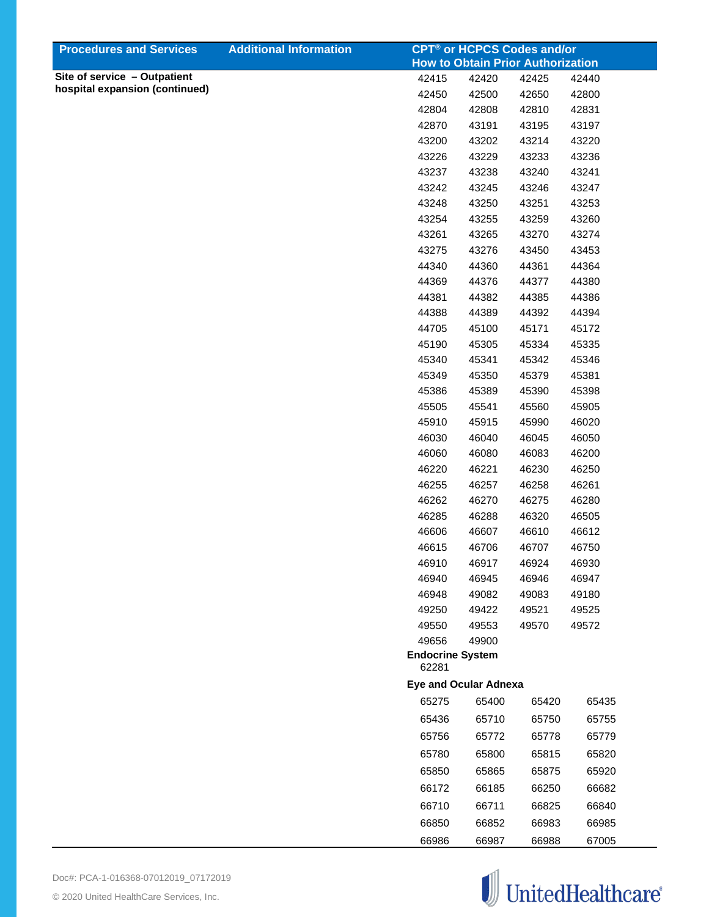| Procedures and Services | Additional Information | CPT® or HCPCS Codes and/or How to Obtain Prior Authorization |
|---|---|---|
| **Site of service – Outpatient hospital expansion (continued)** | | 42415 42420 42425 42440<br>42450 42500 42650 42800<br>42804 42808 42810 42831<br>42870 43191 43195 43197<br>43200 43202 43214 43220<br>43226 43229 43233 43236<br>43237 43238 43240 43241<br>43242 43245 43246 43247<br>43248 43250 43251 43253<br>43254 43255 43259 43260<br>43261 43265 43270 43274<br>43275 43276 43450 43453<br>44340 44360 44361 44364<br>44369 44376 44377 44380<br>44381 44382 44385 44386<br>44388 44389 44392 44394<br>44705 45100 45171 45172<br>45190 45305 45334 45335<br>45340 45341 45342 45346<br>45349 45350 45379 45381<br>45386 45389 45390 45398<br>45505 45541 45560 45905<br>45910 45915 45990 46020<br>46030 46040 46045 46050<br>46060 46080 46083 46200<br>46220 46221 46230 46250<br>46255 46257 46258 46261<br>46262 46270 46275 46280<br>46285 46288 46320 46505<br>46606 46607 46610 46612<br>46615 46706 46707 46750<br>46910 46917 46924 46930<br>46940 46945 46946 46947<br>46948 49082 49083 49180<br>49250 49422 49521 49525<br>49550 49553 49570 49572<br>49656 49900<br>**Endocrine System**<br>62281<br>**Eye and Ocular Adnexa**<br>65275 65400 65420 65435<br>65436 65710 65750 65755<br>65756 65772 65778 65779<br>65780 65800 65815 65820<br>65850 65865 65875 65920<br>66172 66185 66250 66682<br>66710 66711 66825 66840<br>66850 66852 66983 66985<br>66986 66987 66988 67005 |

Doc#: PCA-1-016368-07012019_07172019

© 2020 United HealthCare Services, Inc.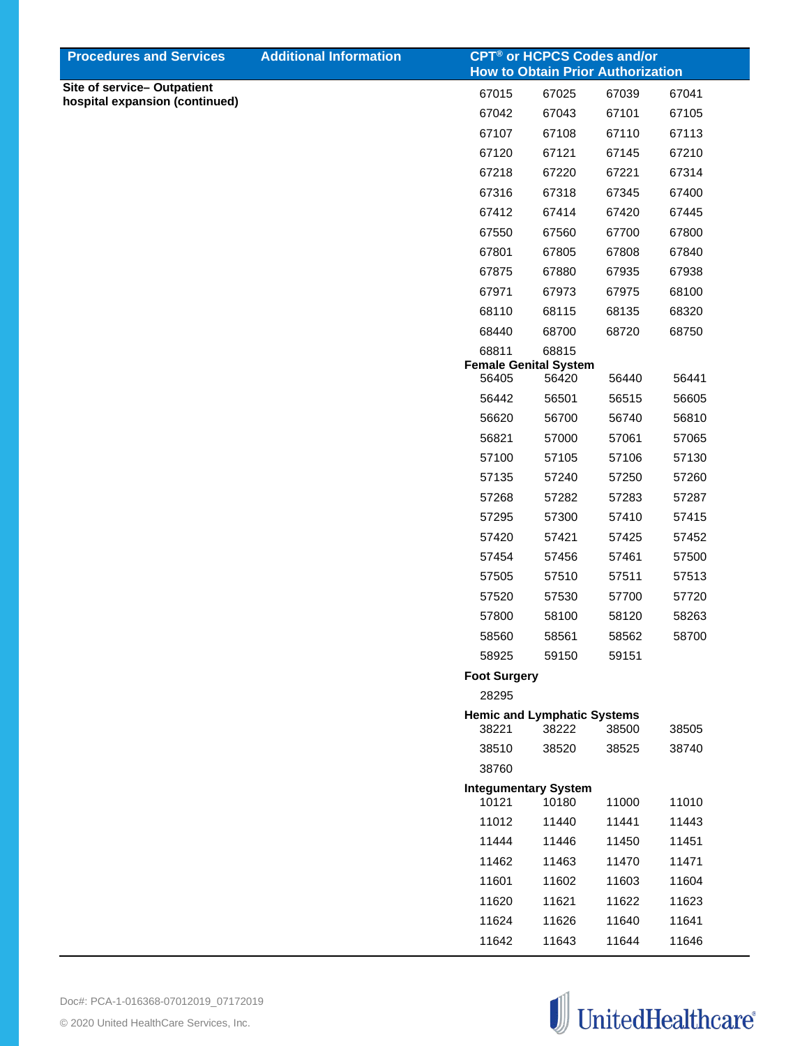| Procedures and Services | Additional Information | CPT® or HCPCS Codes and/or How to Obtain Prior Authorization |
|---|---|---|
| **Site of service– Outpatient hospital expansion (continued)** | | 67015 67025 67039 67041<br>67042 67043 67101 67105<br>67107 67108 67110 67113<br>67120 67121 67145 67210<br>67218 67220 67221 67314<br>67316 67318 67345 67400<br>67412 67414 67420 67445<br>67550 67560 67700 67800<br>67801 67805 67808 67840<br>67875 67880 67935 67938<br>67971 67973 67975 68100<br>68110 68115 68135 68320<br>68440 68700 68720 68750<br>68811 68815<br>**Female Genital System**<br>56405 56420 56440 56441<br>56442 56501 56515 56605<br>56620 56700 56740 56810<br>56821 57000 57061 57065<br>57100 57105 57106 57130<br>57135 57240 57250 57260<br>57268 57282 57283 57287<br>57295 57300 57410 57415<br>57420 57421 57425 57452<br>57454 57456 57461 57500<br>57505 57510 57511 57513<br>57520 57530 57700 57720<br>57800 58100 58120 58263<br>58560 58561 58562 58700<br>58925 59150 59151<br>**Foot Surgery**<br>28295<br>**Hemic and Lymphatic Systems**<br>38221 38222 38500 38505<br>38510 38520 38525 38740<br>38760<br>**Integumentary System**<br>10121 10180 11000 11010<br>11012 11440 11441 11443<br>11444 11446 11450 11451<br>11462 11463 11470 11471<br>11601 11602 11603 11604<br>11620 11621 11622 11623<br>11624 11626 11640 11641<br>11642 11643 11644 11646 |

Doc#: PCA-1-016368-07012019_07172019

© 2020 United HealthCare Services, Inc.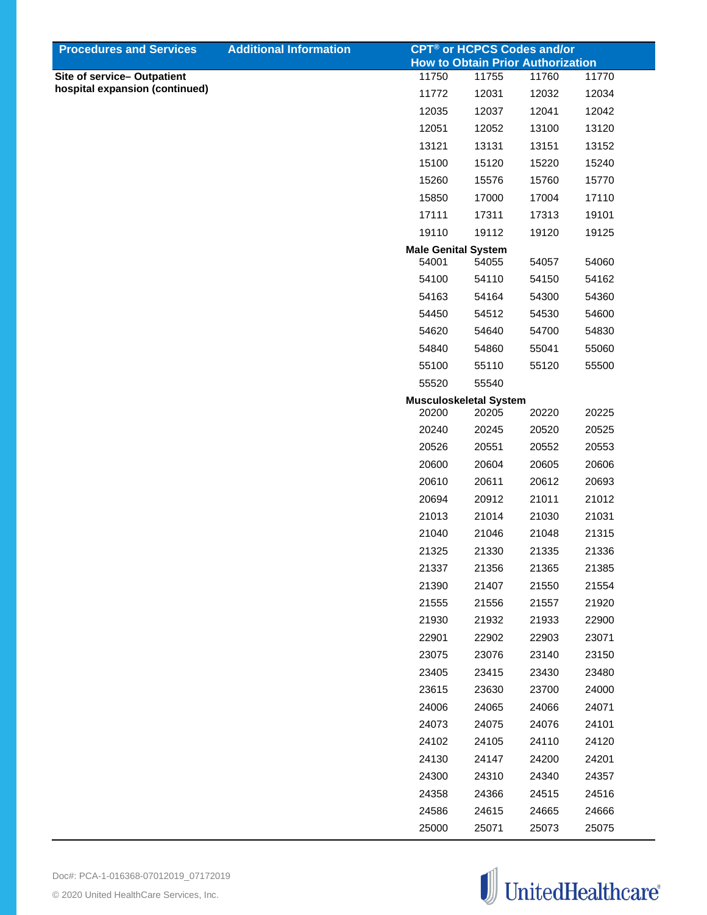| Procedures and Services | Additional Information | CPT® or HCPCS Codes and/or How to Obtain Prior Authorization | | | |
|---|---|---|---|---|---|
| **Site of service– Outpatient hospital expansion (continued)** | | 11750 | 11755 | 11760 | 11770 |
| | | 11772 | 12031 | 12032 | 12034 |
| | | 12035 | 12037 | 12041 | 12042 |
| | | 12051 | 12052 | 13100 | 13120 |
| | | 13121 | 13131 | 13151 | 13152 |
| | | 15100 | 15120 | 15220 | 15240 |
| | | 15260 | 15576 | 15760 | 15770 |
| | | 15850 | 17000 | 17004 | 17110 |
| | | 17111 | 17311 | 17313 | 19101 |
| | | 19110 | 19112 | 19120 | 19125 |
| | | **Male Genital System** | | | |
| | | 54001 | 54055 | 54057 | 54060 |
| | | 54100 | 54110 | 54150 | 54162 |
| | | 54163 | 54164 | 54300 | 54360 |
| | | 54450 | 54512 | 54530 | 54600 |
| | | 54620 | 54640 | 54700 | 54830 |
| | | 54840 | 54860 | 55041 | 55060 |
| | | 55100 | 55110 | 55120 | 55500 |
| | | 55520 | 55540 | | |
| | | **Musculoskeletal System** | | | |
| | | 20200 | 20205 | 20220 | 20225 |
| | | 20240 | 20245 | 20520 | 20525 |
| | | 20526 | 20551 | 20552 | 20553 |
| | | 20600 | 20604 | 20605 | 20606 |
| | | 20610 | 20611 | 20612 | 20693 |
| | | 20694 | 20912 | 21011 | 21012 |
| | | 21013 | 21014 | 21030 | 21031 |
| | | 21040 | 21046 | 21048 | 21315 |
| | | 21325 | 21330 | 21335 | 21336 |
| | | 21337 | 21356 | 21365 | 21385 |
| | | 21390 | 21407 | 21550 | 21554 |
| | | 21555 | 21556 | 21557 | 21920 |
| | | 21930 | 21932 | 21933 | 22900 |
| | | 22901 | 22902 | 22903 | 23071 |
| | | 23075 | 23076 | 23140 | 23150 |
| | | 23405 | 23415 | 23430 | 23480 |
| | | 23615 | 23630 | 23700 | 24000 |
| | | 24006 | 24065 | 24066 | 24071 |
| | | 24073 | 24075 | 24076 | 24101 |
| | | 24102 | 24105 | 24110 | 24120 |
| | | 24130 | 24147 | 24200 | 24201 |
| | | 24300 | 24310 | 24340 | 24357 |
| | | 24358 | 24366 | 24515 | 24516 |
| | | 24586 | 24615 | 24665 | 24666 |
| | | 25000 | 25071 | 25073 | 25075 |

Doc#: PCA-1-016368-07012019_07172019

© 2020 United HealthCare Services, Inc.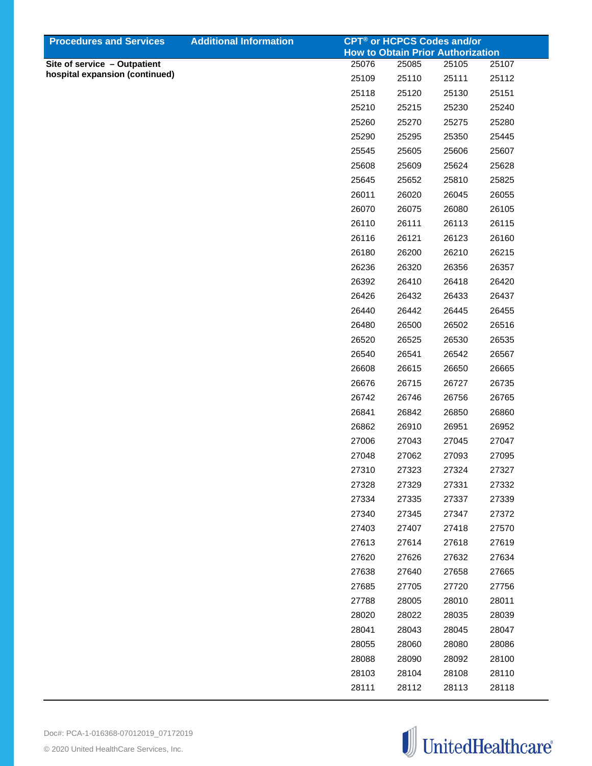| Procedures and Services | Additional Information | CPT® or HCPCS Codes and/or How to Obtain Prior Authorization | | | |
|---|---|---|---|---|---|
| **Site of service – Outpatient hospital expansion (continued)** | | 25076 | 25085 | 25105 | 25107 |
| | | 25109 | 25110 | 25111 | 25112 |
| | | 25118 | 25120 | 25130 | 25151 |
| | | 25210 | 25215 | 25230 | 25240 |
| | | 25260 | 25270 | 25275 | 25280 |
| | | 25290 | 25295 | 25350 | 25445 |
| | | 25545 | 25605 | 25606 | 25607 |
| | | 25608 | 25609 | 25624 | 25628 |
| | | 25645 | 25652 | 25810 | 25825 |
| | | 26011 | 26020 | 26045 | 26055 |
| | | 26070 | 26075 | 26080 | 26105 |
| | | 26110 | 26111 | 26113 | 26115 |
| | | 26116 | 26121 | 26123 | 26160 |
| | | 26180 | 26200 | 26210 | 26215 |
| | | 26236 | 26320 | 26356 | 26357 |
| | | 26392 | 26410 | 26418 | 26420 |
| | | 26426 | 26432 | 26433 | 26437 |
| | | 26440 | 26442 | 26445 | 26455 |
| | | 26480 | 26500 | 26502 | 26516 |
| | | 26520 | 26525 | 26530 | 26535 |
| | | 26540 | 26541 | 26542 | 26567 |
| | | 26608 | 26615 | 26650 | 26665 |
| | | 26676 | 26715 | 26727 | 26735 |
| | | 26742 | 26746 | 26756 | 26765 |
| | | 26841 | 26842 | 26850 | 26860 |
| | | 26862 | 26910 | 26951 | 26952 |
| | | 27006 | 27043 | 27045 | 27047 |
| | | 27048 | 27062 | 27093 | 27095 |
| | | 27310 | 27323 | 27324 | 27327 |
| | | 27328 | 27329 | 27331 | 27332 |
| | | 27334 | 27335 | 27337 | 27339 |
| | | 27340 | 27345 | 27347 | 27372 |
| | | 27403 | 27407 | 27418 | 27570 |
| | | 27613 | 27614 | 27618 | 27619 |
| | | 27620 | 27626 | 27632 | 27634 |
| | | 27638 | 27640 | 27658 | 27665 |
| | | 27685 | 27705 | 27720 | 27756 |
| | | 27788 | 28005 | 28010 | 28011 |
| | | 28020 | 28022 | 28035 | 28039 |
| | | 28041 | 28043 | 28045 | 28047 |
| | | 28055 | 28060 | 28080 | 28086 |
| | | 28088 | 28090 | 28092 | 28100 |
| | | 28103 | 28104 | 28108 | 28110 |
| | | 28111 | 28112 | 28113 | 28118 |

Doc#: PCA-1-016368-07012019_07172019

© 2020 United HealthCare Services, Inc.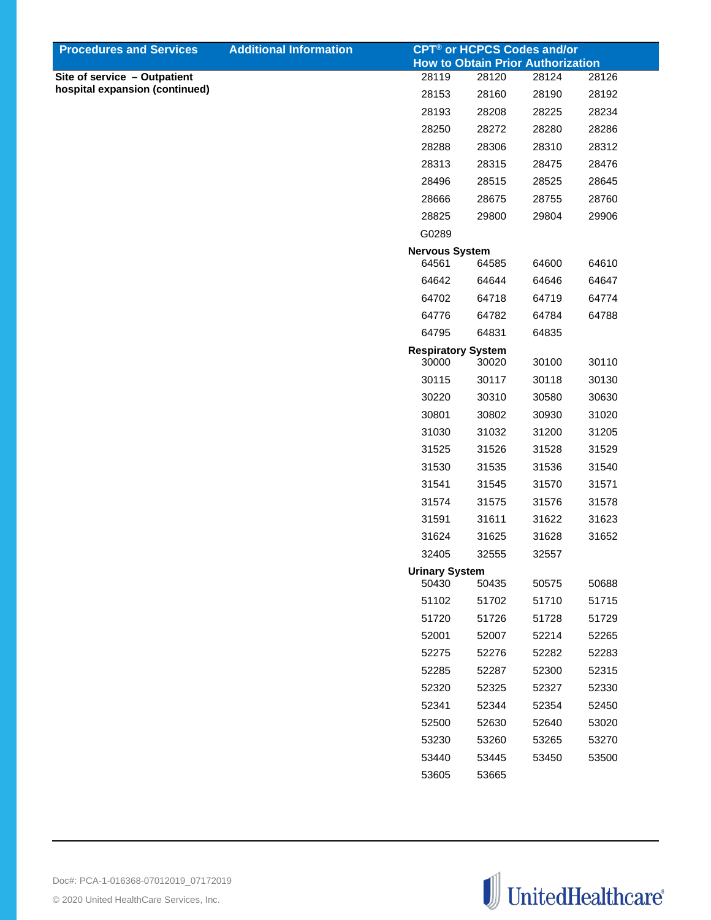| Procedures and Services | Additional Information | CPT® or HCPCS Codes and/or How to Obtain Prior Authorization |
|---|---|---|
| **Site of service – Outpatient hospital expansion (continued)** | | 28119 28120 28124 28126<br>28153 28160 28190 28192<br>28193 28208 28225 28234<br>28250 28272 28280 28286<br>28288 28306 28310 28312<br>28313 28315 28475 28476<br>28496 28515 28525 28645<br>28666 28675 28755 28760<br>28825 29800 29804 29906<br>G0289<br>**Nervous System**<br>64561 64585 64600 64610<br>64642 64644 64646 64647<br>64702 64718 64719 64774<br>64776 64782 64784 64788<br>64795 64831 64835<br>**Respiratory System**<br>30000 30020 30100 30110<br>30115 30117 30118 30130<br>30220 30310 30580 30630<br>30801 30802 30930 31020<br>31030 31032 31200 31205<br>31525 31526 31528 31529<br>31530 31535 31536 31540<br>31541 31545 31570 31571<br>31574 31575 31576 31578<br>31591 31611 31622 31623<br>31624 31625 31628 31652<br>32405 32555 32557<br>**Urinary System**<br>50430 50435 50575 50688<br>51102 51702 51710 51715<br>51720 51726 51728 51729<br>52001 52007 52214 52265<br>52275 52276 52282 52283<br>52285 52287 52300 52315<br>52320 52325 52327 52330<br>52341 52344 52354 52450<br>52500 52630 52640 53020<br>53230 53260 53265 53270<br>53440 53445 53450 53500<br>53605 53665 |

Doc#: PCA-1-016368-07012019_07172019

© 2020 United HealthCare Services, Inc.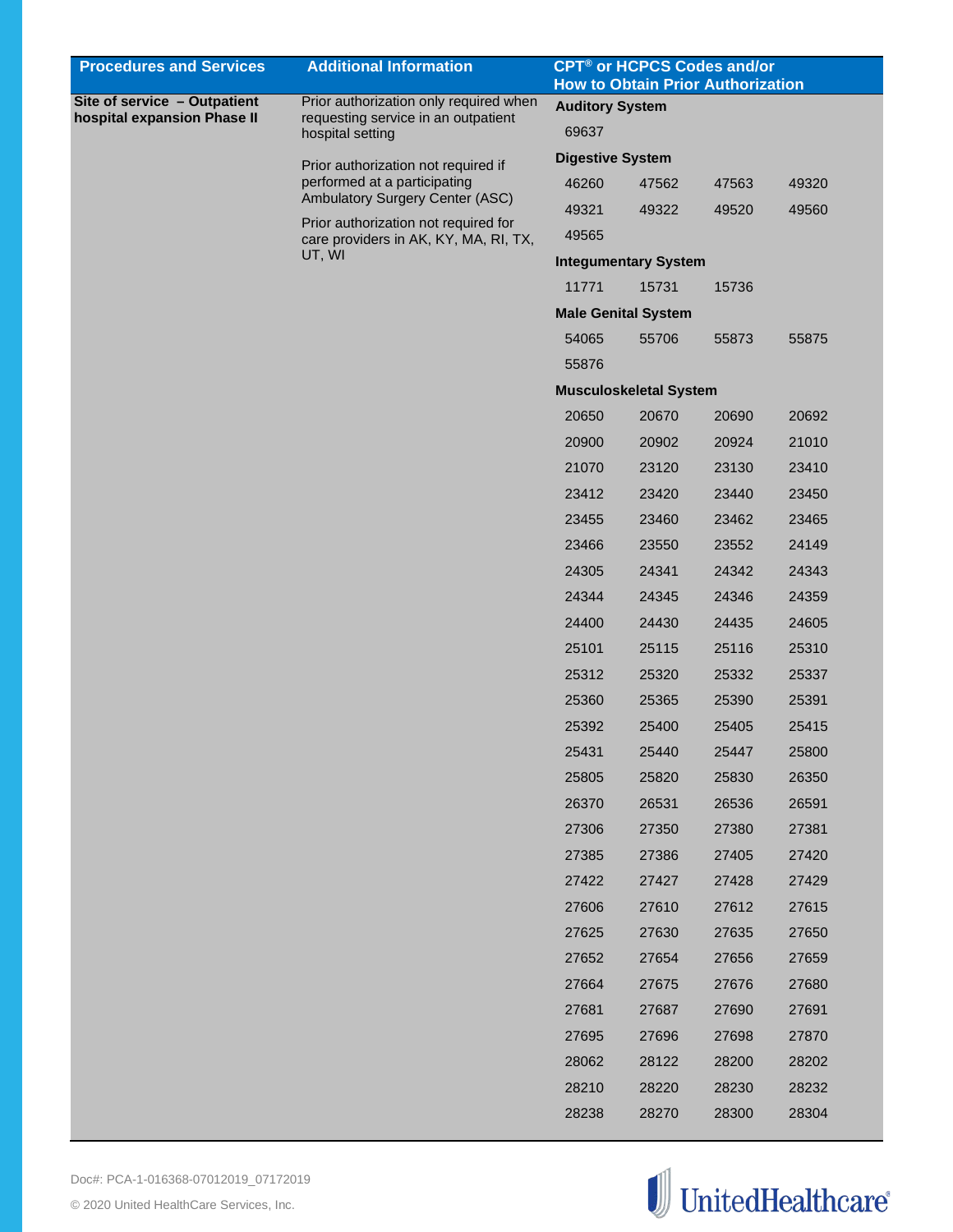| Procedures and Services | Additional Information | CPT® or HCPCS Codes and/or How to Obtain Prior Authorization |
|---|---|---|
| **Site of service – Outpatient hospital expansion Phase II** | Prior authorization only required when requesting service in an outpatient hospital setting<br><br>Prior authorization not required if performed at a participating Ambulatory Surgery Center (ASC)<br><br>Prior authorization not required for care providers in AK, KY, MA, RI, TX, UT, WI | **Auditory System**<br>69637<br><br>**Digestive System**<br>46260 47562 47563 49320<br>49321 49322 49520 49560<br>49565<br><br>**Integumentary System**<br>11771 15731 15736<br><br>**Male Genital System**<br>54065 55706 55873 55875<br>55876<br><br>**Musculoskeletal System**<br>20650 20670 20690 20692<br>20900 20902 20924 21010<br>21070 23120 23130 23410<br>23412 23420 23440 23450<br>23455 23460 23462 23465<br>23466 23550 23552 24149<br>24305 24341 24342 24343<br>24344 24345 24346 24359<br>24400 24430 24435 24605<br>25101 25115 25116 25310<br>25312 25320 25332 25337<br>25360 25365 25390 25391<br>25392 25400 25405 25415<br>25431 25440 25447 25800<br>25805 25820 25830 26350<br>26370 26531 26536 26591<br>27306 27350 27380 27381<br>27385 27386 27405 27420<br>27422 27427 27428 27429<br>27606 27610 27612 27615<br>27625 27630 27635 27650<br>27652 27654 27656 27659<br>27664 27675 27676 27680<br>27681 27687 27690 27691<br>27695 27696 27698 27870<br>28062 28122 28200 28202<br>28210 28220 28230 28232<br>28238 28270 28300 28304 |

Doc#: PCA-1-016368-07012019_07172019

© 2020 United HealthCare Services, Inc.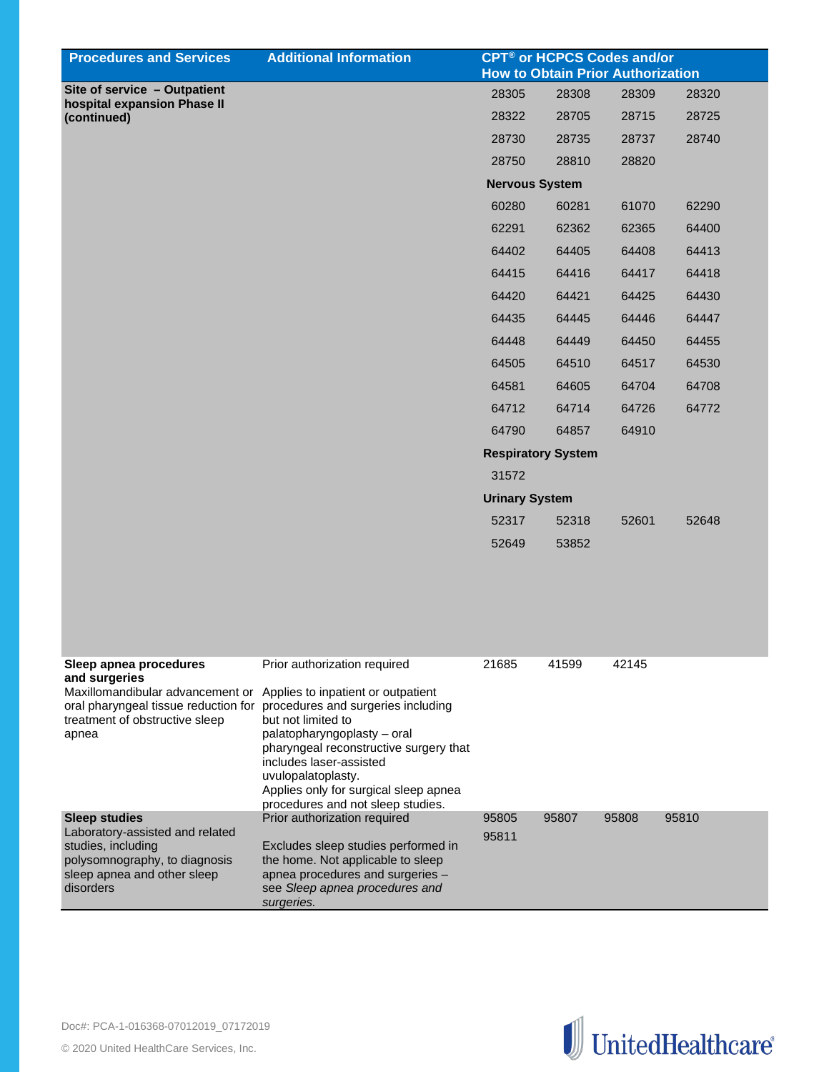| Procedures and Services | Additional Information | CPT® or HCPCS Codes and/or How to Obtain Prior Authorization |
|---|---|---|
| **Site of service – Outpatient hospital expansion Phase II (continued)** | | 28305 28308 28309 28320<br>28322 28705 28715 28725<br>28730 28735 28737 28740<br>28750 28810 28820<br>**Nervous System**<br>60280 60281 61070 62290<br>62291 62362 62365 64400<br>64402 64405 64408 64413<br>64415 64416 64417 64418<br>64420 64421 64425 64430<br>64435 64445 64446 64447<br>64448 64449 64450 64455<br>64505 64510 64517 64530<br>64581 64605 64704 64708<br>64712 64714 64726 64772<br>64790 64857 64910<br>**Respiratory System**<br>31572<br>**Urinary System**<br>52317 52318 52601 52648<br>52649 53852 |
| **Sleep apnea procedures and surgeries**<br>Maxillomandibular advancement or oral pharyngeal tissue reduction for treatment of obstructive sleep apnea | Prior authorization required<br>Applies to inpatient or outpatient procedures and surgeries including but not limited to palatopharyngoplasty – oral pharyngeal reconstructive surgery that includes laser-assisted uvulopalatoplasty.<br>Applies only for surgical sleep apnea procedures and not sleep studies. | 21685 41599 42145 |
| **Sleep studies**<br>Laboratory-assisted and related studies, including polysomnography, to diagnosis sleep apnea and other sleep disorders | Prior authorization required<br><br>Excludes sleep studies performed in the home. Not applicable to sleep apnea procedures and surgeries – see *Sleep apnea procedures and surgeries.* | 95805 95807 95808 95810<br>95811 |

Doc#: PCA-1-016368-07012019_07172019

© 2020 United HealthCare Services, Inc.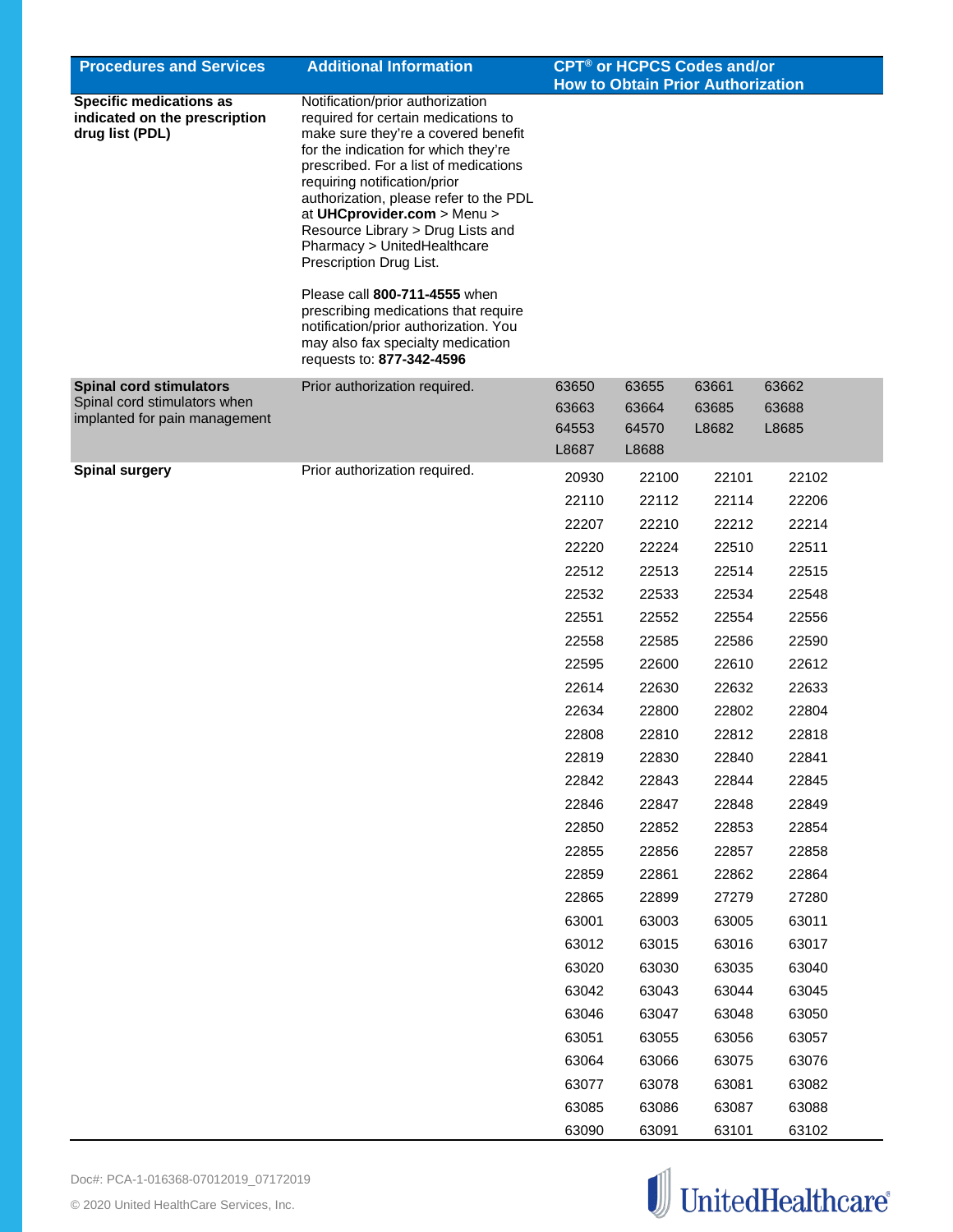| Procedures and Services | Additional Information | CPT® or HCPCS Codes and/or How to Obtain Prior Authorization |
|---|---|---|
| **Specific medications as indicated on the prescription drug list (PDL)** | Notification/prior authorization required for certain medications to make sure they're a covered benefit for the indication for which they're prescribed. For a list of medications requiring notification/prior authorization, please refer to the PDL at **UHCprovider.com** > Menu > Resource Library > Drug Lists and Pharmacy > UnitedHealthcare Prescription Drug List.<br><br>Please call **800-711-4555** when prescribing medications that require notification/prior authorization. You may also fax specialty medication requests to: **877-342-4596** | |
| **Spinal cord stimulators**<br>Spinal cord stimulators when implanted for pain management | Prior authorization required. | 63650 63655 63661 63662<br>63663 63664 63685 63688<br>64553 64570 L8682 L8685<br>L8687 L8688 |
| **Spinal surgery** | Prior authorization required. | 20930 22100 22101 22102<br>22110 22112 22114 22206<br>22207 22210 22212 22214<br>22220 22224 22510 22511<br>22512 22513 22514 22515<br>22532 22533 22534 22548<br>22551 22552 22554 22556<br>22558 22585 22586 22590<br>22595 22600 22610 22612<br>22614 22630 22632 22633<br>22634 22800 22802 22804<br>22808 22810 22812 22818<br>22819 22830 22840 22841<br>22842 22843 22844 22845<br>22846 22847 22848 22849<br>22850 22852 22853 22854<br>22855 22856 22857 22858<br>22859 22861 22862 22864<br>22865 22899 27279 27280<br>63001 63003 63005 63011<br>63012 63015 63016 63017<br>63020 63030 63035 63040<br>63042 63043 63044 63045<br>63046 63047 63048 63050<br>63051 63055 63056 63057<br>63064 63066 63075 63076<br>63077 63078 63081 63082<br>63085 63086 63087 63088<br>63090 63091 63101 63102 |

Doc#: PCA-1-016368-07012019_07172019

© 2020 United HealthCare Services, Inc.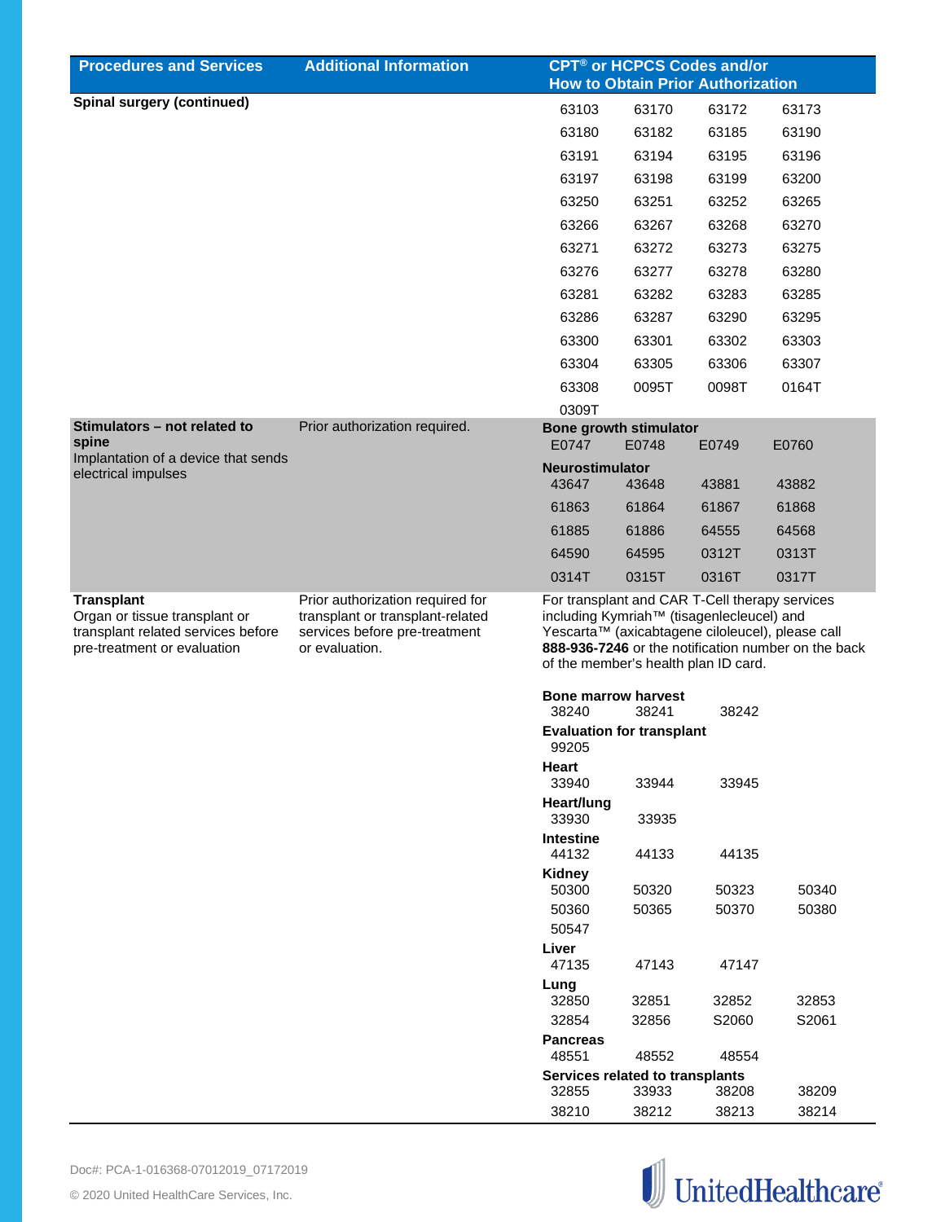| Procedures and Services | Additional Information | CPT® or HCPCS Codes and/or How to Obtain Prior Authorization |
|---|---|---|
| **Spinal surgery (continued)** | | 63103 63170 63172 63173<br>63180 63182 63185 63190<br>63191 63194 63195 63196<br>63197 63198 63199 63200<br>63250 63251 63252 63265<br>63266 63267 63268 63270<br>63271 63272 63273 63275<br>63276 63277 63278 63280<br>63281 63282 63283 63285<br>63286 63287 63290 63295<br>63300 63301 63302 63303<br>63304 63305 63306 63307<br>63308 0095T 0098T 0164T<br>0309T |
| **Stimulators – not related to spine**<br>Implantation of a device that sends electrical impulses | Prior authorization required. | **Bone growth stimulator**<br>E0747 E0748 E0749 E0760<br>**Neurostimulator**<br>43647 43648 43881 43882<br>61863 61864 61867 61868<br>61885 61886 64555 64568<br>64590 64595 0312T 0313T<br>0314T 0315T 0316T 0317T |
| **Transplant**<br>Organ or tissue transplant or transplant related services before pre-treatment or evaluation | Prior authorization required for transplant or transplant-related services before pre-treatment or evaluation. | For transplant and CAR T-Cell therapy services including Kymriah™ (tisagenlecleucel) and Yescarta™ (axicabtagene ciloleucel), please call **888-936-7246** or the notification number on the back of the member's health plan ID card.<br>**Bone marrow harvest**<br>38240 38241 38242<br>**Evaluation for transplant**<br>99205<br>**Heart**<br>33940 33944 33945<br>**Heart/lung**<br>33930 33935<br>**Intestine**<br>44132 44133 44135<br>**Kidney**<br>50300 50320 50323 50340<br>50360 50365 50370 50380<br>50547<br>**Liver**<br>47135 47143 47147<br>**Lung**<br>32850 32851 32852 32853<br>32854 32856 S2060 S2061<br>**Pancreas**<br>48551 48552 48554<br>**Services related to transplants**<br>32855 33933 38208 38209<br>38210 38212 38213 38214 |

Doc#: PCA-1-016368-07012019_07172019

© 2020 United HealthCare Services, Inc.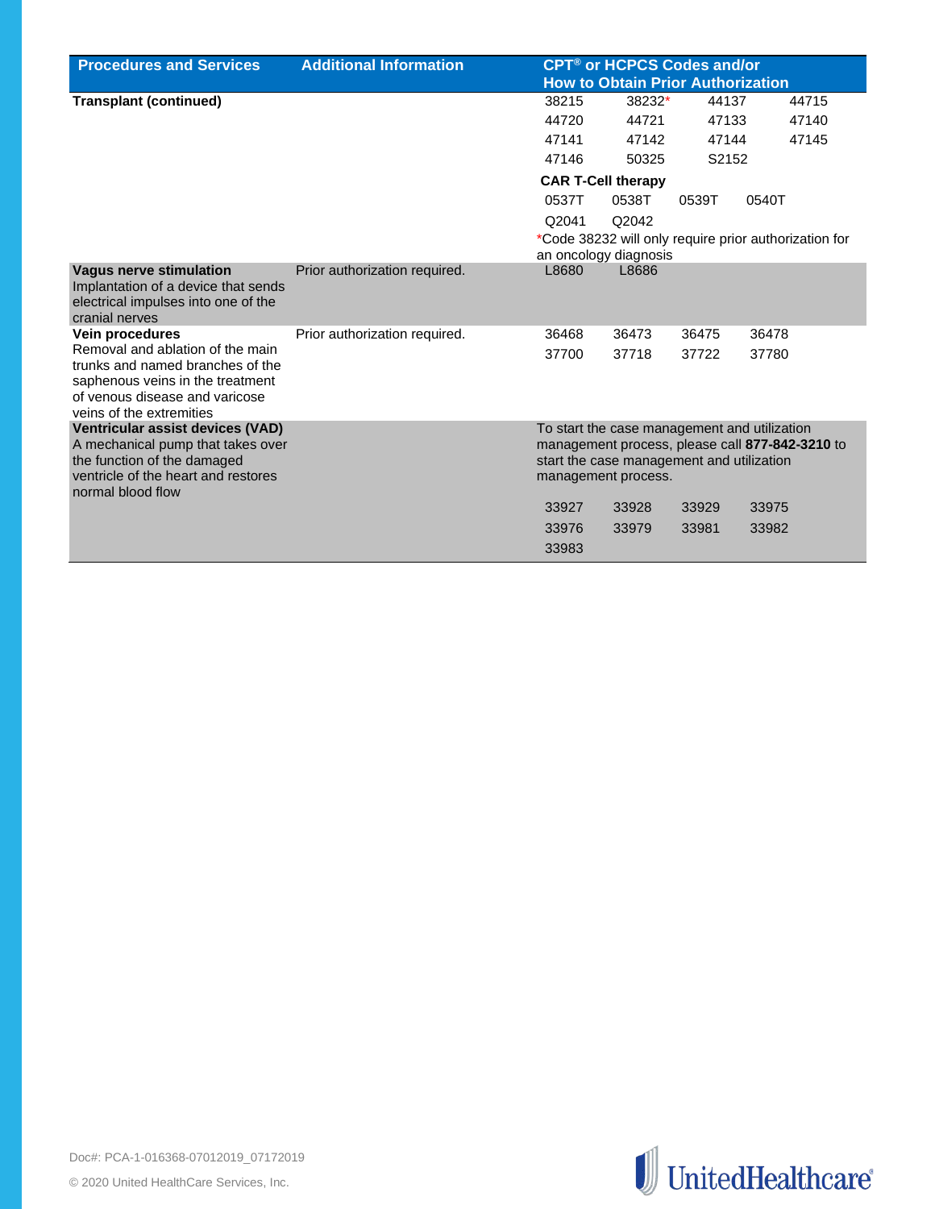| Procedures and Services | Additional Information | CPT® or HCPCS Codes and/or How to Obtain Prior Authorization |
|---|---|---|
| **Transplant (continued)** | | 38215 38232* 44137 44715<br>44720 44721 47133 47140<br>47141 47142 47144 47145<br>47146 50325 S2152<br>**CAR T-Cell therapy**<br>0537T 0538T 0539T 0540T<br>Q2041 Q2042<br>*Code 38232 will only require prior authorization for an oncology diagnosis |
| **Vagus nerve stimulation**<br>Implantation of a device that sends electrical impulses into one of the cranial nerves | Prior authorization required. | L8680 L8686 |
| **Vein procedures**<br>Removal and ablation of the main trunks and named branches of the saphenous veins in the treatment of venous disease and varicose veins of the extremities | Prior authorization required. | 36468 36473 36475 36478<br>37700 37718 37722 37780 |
| **Ventricular assist devices (VAD)**<br>A mechanical pump that takes over the function of the damaged ventricle of the heart and restores normal blood flow | | To start the case management and utilization management process, please call **877-842-3210** to start the case management and utilization management process.<br>33927 33928 33929 33975<br>33976 33979 33981 33982<br>33983 |

Doc#: PCA-1-016368-07012019_07172019

© 2020 United HealthCare Services, Inc.